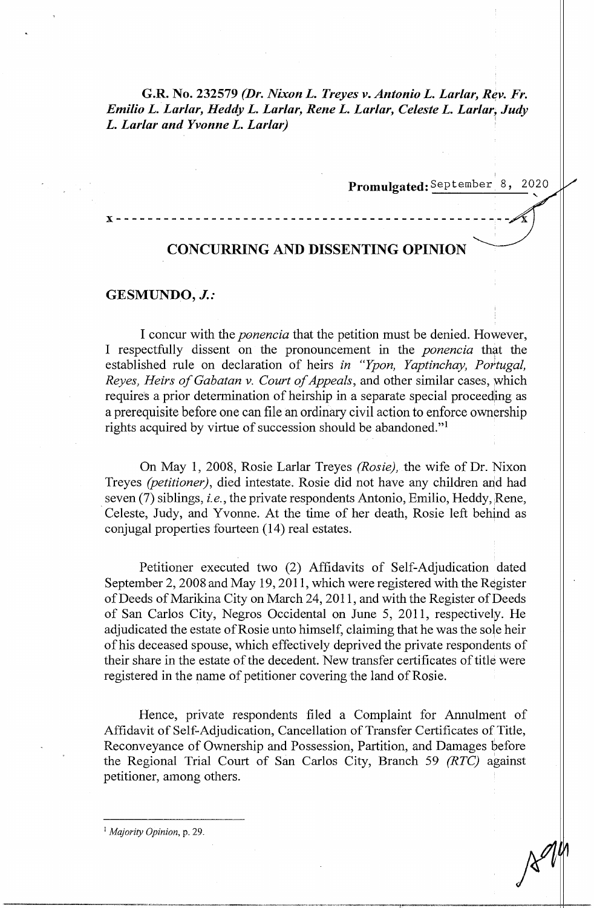**G.R. No. 232579** *(Dr. Nixon L. Treyes v. Antonio L. Larlar, Rev. Fr. Emilio L. Larlar, Heddy L. Larlar, Rene L. Larlar, Celeste L. Larlar, Judy L. Larlar and Yvonne L. Larlar)*

**Promulgated:** September 8, 2020

x - - - - - - - - - - - - - - - - - - - - - - - - - - - - - - - - - - - - - - - - - - - - - - x

## CONCURRING AND DISSENTING OPINION

**GESMUNDO, *J.*:**

I concur with the *ponencia* that the petition must be denied. However, I respectfully dissent on the pronouncement in the *ponencia* that the established rule on declaration of heirs *in "Ypon, Yaptinchay, Portugal, Reyes, Heirs of Gabatan v. Court of Appeals*, and other similar cases, which requires a prior determination of heirship in a separate special proceeding as a prerequisite before one can file an ordinary civil action to enforce ownership rights acquired by virtue of succession should be abandoned."[1]

On May 1, 2008, Rosie Larlar Treyes *(Rosie)*, the wife of Dr. Nixon Treyes *(petitioner)*, died intestate. Rosie did not have any children and had seven (7) siblings, *i.e.*, the private respondents Antonio, Emilio, Heddy, Rene, Celeste, Judy, and Yvonne. At the time of her death, Rosie left behind as conjugal properties fourteen (14) real estates.

Petitioner executed two (2) Affidavits of Self-Adjudication dated September 2, 2008 and May 19, 2011, which were registered with the Register of Deeds of Marikina City on March 24, 2011, and with the Register of Deeds of San Carlos City, Negros Occidental on June 5, 2011, respectively. He adjudicated the estate of Rosie unto himself, claiming that he was the sole heir of his deceased spouse, which effectively deprived the private respondents of their share in the estate of the decedent. New transfer certificates of title were registered in the name of petitioner covering the land of Rosie.

Hence, private respondents filed a Complaint for Annulment of Affidavit of Self-Adjudication, Cancellation of Transfer Certificates of Title, Reconveyance of Ownership and Possession, Partition, and Damages before the Regional Trial Court of San Carlos City, Branch 59 *(RTC)* against petitioner, among others.

---

[1] *Majority Opinion*, p. 29.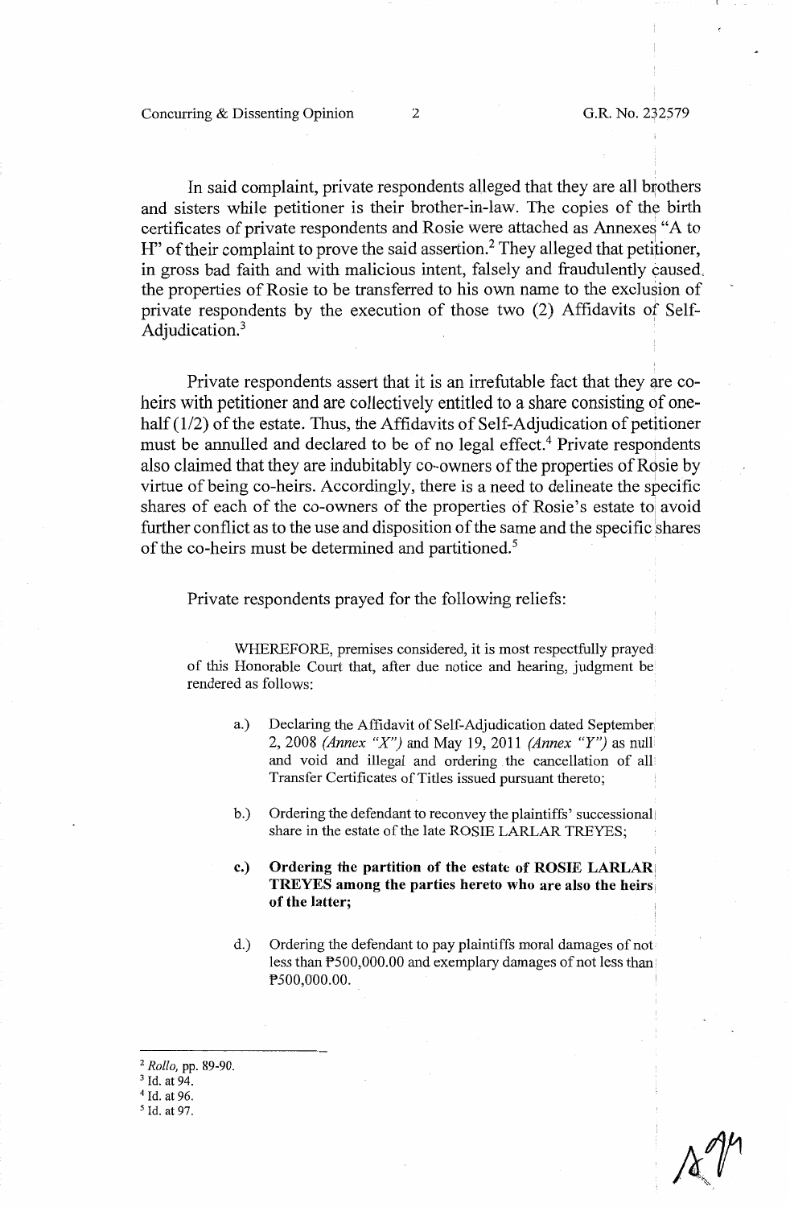In said complaint, private respondents alleged that they are all brothers and sisters while petitioner is their brother-in-law. The copies of the birth certificates of private respondents and Rosie were attached as Annexes "A to H" of their complaint to prove the said assertion.[2] They alleged that petitioner, in gross bad faith and with malicious intent, falsely and fraudulently caused the properties of Rosie to be transferred to his own name to the exclusion of private respondents by the execution of those two (2) Affidavits of Self-Adjudication.[3]

Private respondents assert that it is an irrefutable fact that they are co-heirs with petitioner and are collectively entitled to a share consisting of one-half (1/2) of the estate. Thus, the Affidavits of Self-Adjudication of petitioner must be annulled and declared to be of no legal effect.[4] Private respondents also claimed that they are indubitably co-owners of the properties of Rosie by virtue of being co-heirs. Accordingly, there is a need to delineate the specific shares of each of the co-owners of the properties of Rosie's estate to avoid further conflict as to the use and disposition of the same and the specific shares of the co-heirs must be determined and partitioned.[5]

Private respondents prayed for the following reliefs:

> WHEREFORE, premises considered, it is most respectfully prayed of this Honorable Court that, after due notice and hearing, judgment be rendered as follows:
>
> a.) Declaring the Affidavit of Self-Adjudication dated September 2, 2008 *(Annex "X")* and May 19, 2011 *(Annex "Y")* as null and void and illegal and ordering the cancellation of all Transfer Certificates of Titles issued pursuant thereto;
>
> b.) Ordering the defendant to reconvey the plaintiffs' successional share in the estate of the late ROSIE LARLAR TREYES;
>
> **c.) Ordering the partition of the estate of ROSIE LARLAR TREYES among the parties hereto who are also the heirs of the latter;**
>
> d.) Ordering the defendant to pay plaintiffs moral damages of not less than ₱500,000.00 and exemplary damages of not less than ₱500,000.00.

---

[2] *Rollo*, pp. 89-90.

[3] Id. at 94.

[4] Id. at 96.

[5] Id. at 97.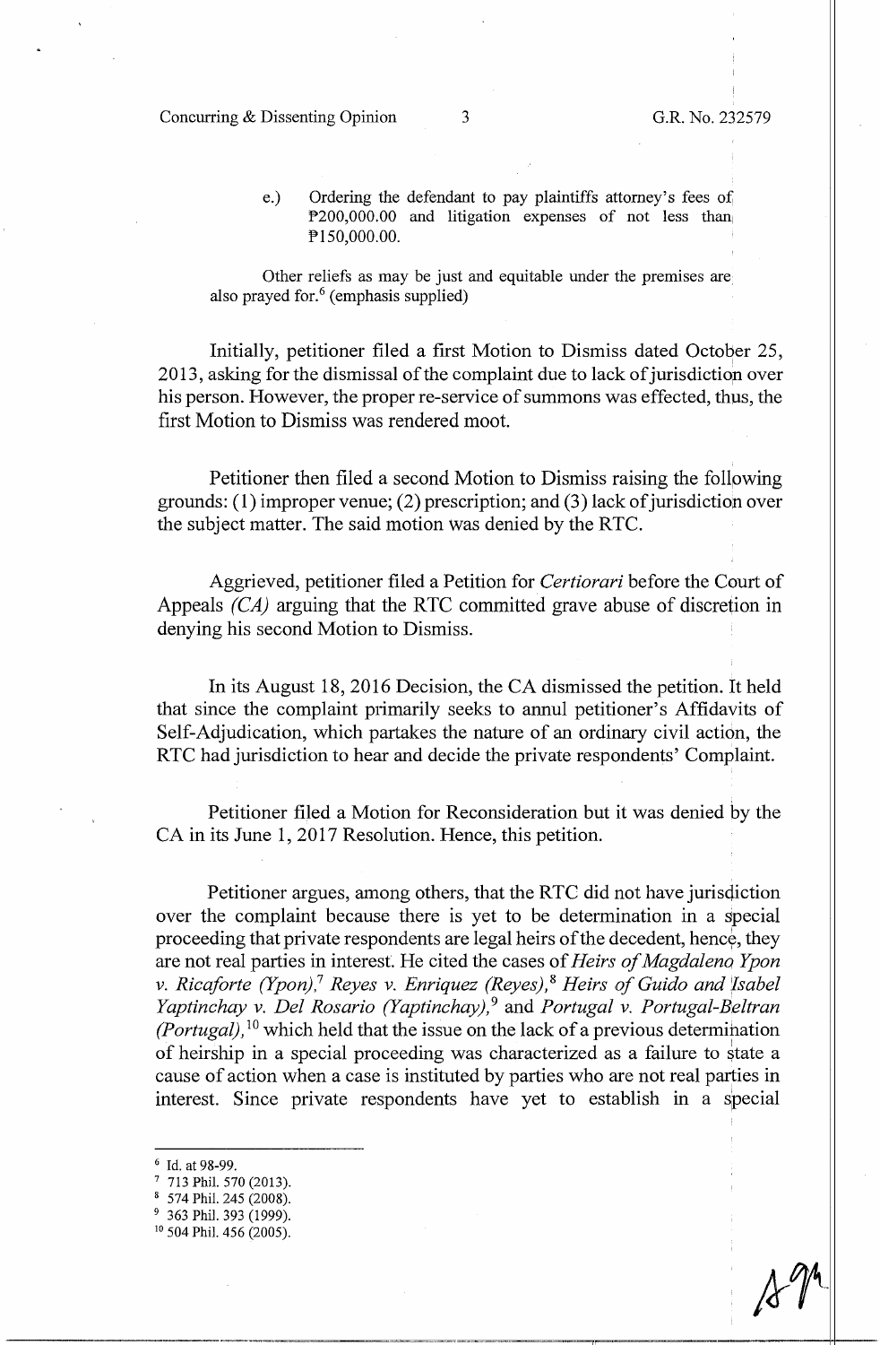e.) Ordering the defendant to pay plaintiffs attorney's fees of ₱200,000.00 and litigation expenses of not less than ₱150,000.00.

Other reliefs as may be just and equitable under the premises are also prayed for.[6] (emphasis supplied)

Initially, petitioner filed a first Motion to Dismiss dated October 25, 2013, asking for the dismissal of the complaint due to lack of jurisdiction over his person. However, the proper re-service of summons was effected, thus, the first Motion to Dismiss was rendered moot.

Petitioner then filed a second Motion to Dismiss raising the following grounds: (1) improper venue; (2) prescription; and (3) lack of jurisdiction over the subject matter. The said motion was denied by the RTC.

Aggrieved, petitioner filed a Petition for *Certiorari* before the Court of Appeals *(CA)* arguing that the RTC committed grave abuse of discretion in denying his second Motion to Dismiss.

In its August 18, 2016 Decision, the CA dismissed the petition. It held that since the complaint primarily seeks to annul petitioner's Affidavits of Self-Adjudication, which partakes the nature of an ordinary civil action, the RTC had jurisdiction to hear and decide the private respondents' Complaint.

Petitioner filed a Motion for Reconsideration but it was denied by the CA in its June 1, 2017 Resolution. Hence, this petition.

Petitioner argues, among others, that the RTC did not have jurisdiction over the complaint because there is yet to be determination in a special proceeding that private respondents are legal heirs of the decedent, hence, they are not real parties in interest. He cited the cases of *Heirs of Magdaleno Ypon v. Ricaforte (Ypon)*,[7] *Reyes v. Enriquez (Reyes)*,[8] *Heirs of Guido and Isabel Yaptinchay v. Del Rosario (Yaptinchay)*,[9] and *Portugal v. Portugal-Beltran (Portugal)*,[10] which held that the issue on the lack of a previous determination of heirship in a special proceeding was characterized as a failure to state a cause of action when a case is instituted by parties who are not real parties in interest. Since private respondents have yet to establish in a special

---

[6] Id. at 98-99.
[7] 713 Phil. 570 (2013).
[8] 574 Phil. 245 (2008).
[9] 363 Phil. 393 (1999).
[10] 504 Phil. 456 (2005).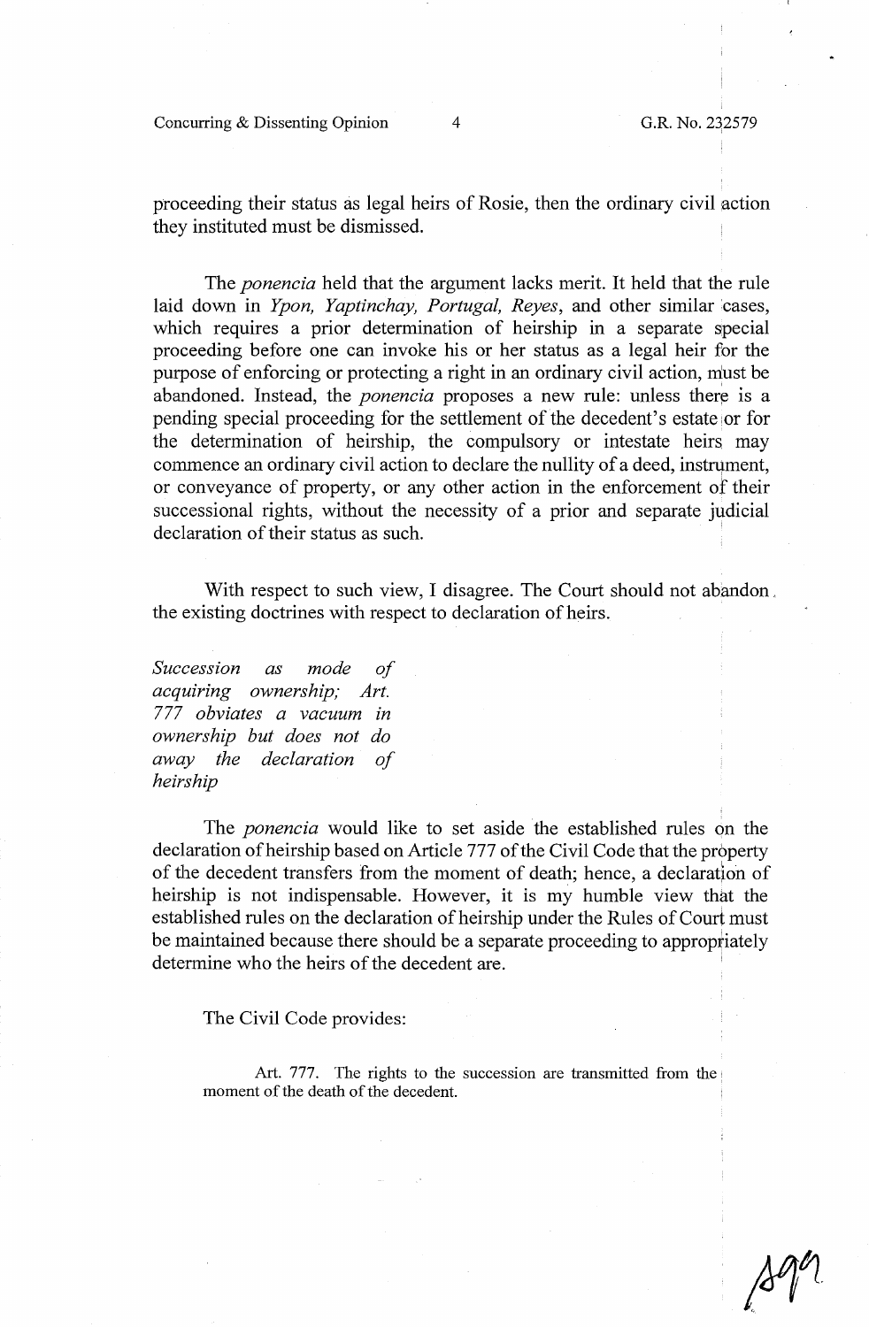proceeding their status as legal heirs of Rosie, then the ordinary civil action they instituted must be dismissed.

The *ponencia* held that the argument lacks merit. It held that the rule laid down in *Ypon, Yaptinchay, Portugal, Reyes*, and other similar cases, which requires a prior determination of heirship in a separate special proceeding before one can invoke his or her status as a legal heir for the purpose of enforcing or protecting a right in an ordinary civil action, must be abandoned. Instead, the *ponencia* proposes a new rule: unless there is a pending special proceeding for the settlement of the decedent's estate or for the determination of heirship, the compulsory or intestate heirs may commence an ordinary civil action to declare the nullity of a deed, instrument, or conveyance of property, or any other action in the enforcement of their successional rights, without the necessity of a prior and separate judicial declaration of their status as such.

With respect to such view, I disagree. The Court should not abandon the existing doctrines with respect to declaration of heirs.

*Succession as mode of acquiring ownership; Art. 777 obviates a vacuum in ownership but does not do away the declaration of heirship*

The *ponencia* would like to set aside the established rules on the declaration of heirship based on Article 777 of the Civil Code that the property of the decedent transfers from the moment of death; hence, a declaration of heirship is not indispensable. However, it is my humble view that the established rules on the declaration of heirship under the Rules of Court must be maintained because there should be a separate proceeding to appropriately determine who the heirs of the decedent are.

The Civil Code provides:

> Art. 777. The rights to the succession are transmitted from the moment of the death of the decedent.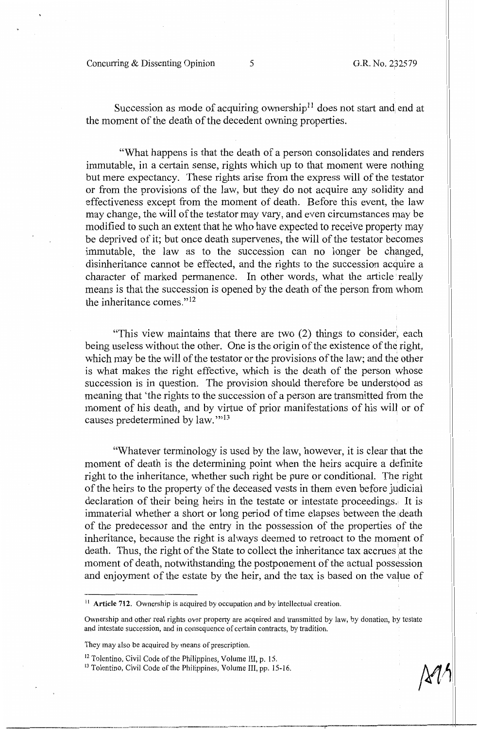Succession as mode of acquiring ownership[11] does not start and end at the moment of the death of the decedent owning properties.

"What happens is that the death of a person consolidates and renders immutable, in a certain sense, rights which up to that moment were nothing but mere expectancy. These rights arise from the express will of the testator or from the provisions of the law, but they do not acquire any solidity and effectiveness except from the moment of death. Before this event, the law may change, the will of the testator may vary, and even circumstances may be modified to such an extent that he who have expected to receive property may be deprived of it; but once death supervenes, the will of the testator becomes immutable, the law as to the succession can no longer be changed, disinheritance cannot be effected, and the rights to the succession acquire a character of marked permanence. In other words, what the article really means is that the succession is opened by the death of the person from whom the inheritance comes."[12]

"This view maintains that there are two (2) things to consider, each being useless without the other. One is the origin of the existence of the right, which may be the will of the testator or the provisions of the law; and the other is what makes the right effective, which is the death of the person whose succession is in question. The provision should therefore be understood as meaning that 'the rights to the succession of a person are transmitted from the moment of his death, and by virtue of prior manifestations of his will or of causes predetermined by law.'"[13]

"Whatever terminology is used by the law, however, it is clear that the moment of death is the determining point when the heirs acquire a definite right to the inheritance, whether such right be pure or conditional. The right of the heirs to the property of the deceased vests in them even before judicial declaration of their being heirs in the testate or intestate proceedings. It is immaterial whether a short or long period of time elapses between the death of the predecessor and the entry in the possession of the properties of the inheritance, because the right is always deemed to retroact to the moment of death. Thus, the right of the State to collect the inheritance tax accrues at the moment of death, notwithstanding the postponement of the actual possession and enjoyment of the estate by the heir, and the tax is based on the value of

---

[11] **Article 712.** Ownership is acquired by occupation and by intellectual creation.

Ownership and other real rights over property are acquired and transmitted by law, by donation, by testate and intestate succession, and in consequence of certain contracts, by tradition.

They may also be acquired by means of prescription.

[12] Tolentino, Civil Code of the Philippines, Volume III, p. 15.

[13] Tolentino, Civil Code of the Philippines, Volume III, pp. 15-16.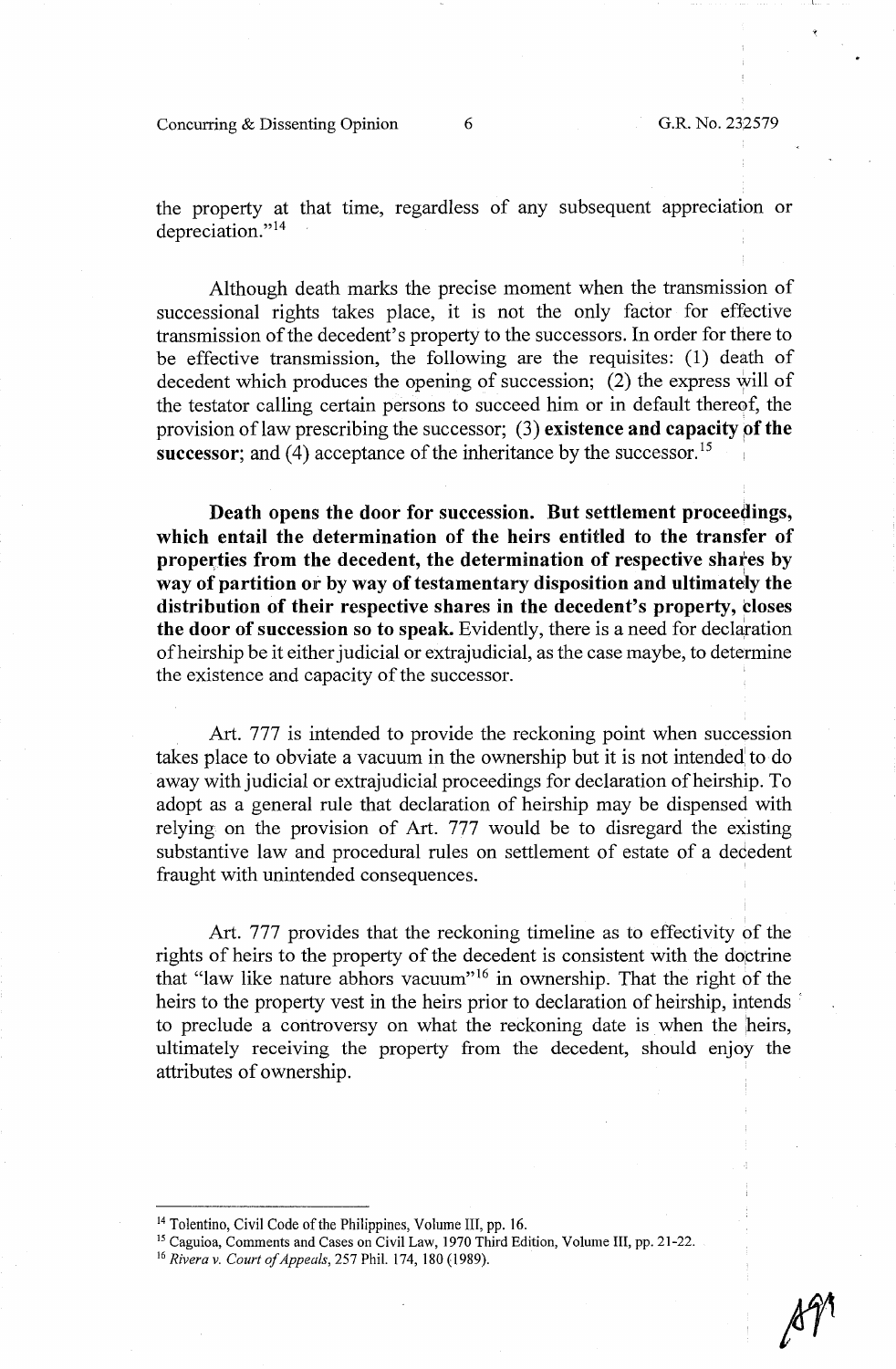the property at that time, regardless of any subsequent appreciation or depreciation."[14]

Although death marks the precise moment when the transmission of successional rights takes place, it is not the only factor for effective transmission of the decedent's property to the successors. In order for there to be effective transmission, the following are the requisites: (1) death of decedent which produces the opening of succession; (2) the express will of the testator calling certain persons to succeed him or in default thereof, the provision of law prescribing the successor; (3) **existence and capacity of the successor**; and (4) acceptance of the inheritance by the successor.[15]

**Death opens the door for succession. But settlement proceedings, which entail the determination of the heirs entitled to the transfer of properties from the decedent, the determination of respective shares by way of partition or by way of testamentary disposition and ultimately the distribution of their respective shares in the decedent's property, closes the door of succession so to speak.** Evidently, there is a need for declaration of heirship be it either judicial or extrajudicial, as the case maybe, to determine the existence and capacity of the successor.

Art. 777 is intended to provide the reckoning point when succession takes place to obviate a vacuum in the ownership but it is not intended to do away with judicial or extrajudicial proceedings for declaration of heirship. To adopt as a general rule that declaration of heirship may be dispensed with relying on the provision of Art. 777 would be to disregard the existing substantive law and procedural rules on settlement of estate of a decedent fraught with unintended consequences.

Art. 777 provides that the reckoning timeline as to effectivity of the rights of heirs to the property of the decedent is consistent with the doctrine that "law like nature abhors vacuum"[16] in ownership. That the right of the heirs to the property vest in the heirs prior to declaration of heirship, intends to preclude a controversy on what the reckoning date is when the heirs, ultimately receiving the property from the decedent, should enjoy the attributes of ownership.

---

[14] Tolentino, Civil Code of the Philippines, Volume III, pp. 16.

[15] Caguioa, Comments and Cases on Civil Law, 1970 Third Edition, Volume III, pp. 21-22.

[16] *Rivera v. Court of Appeals*, 257 Phil. 174, 180 (1989).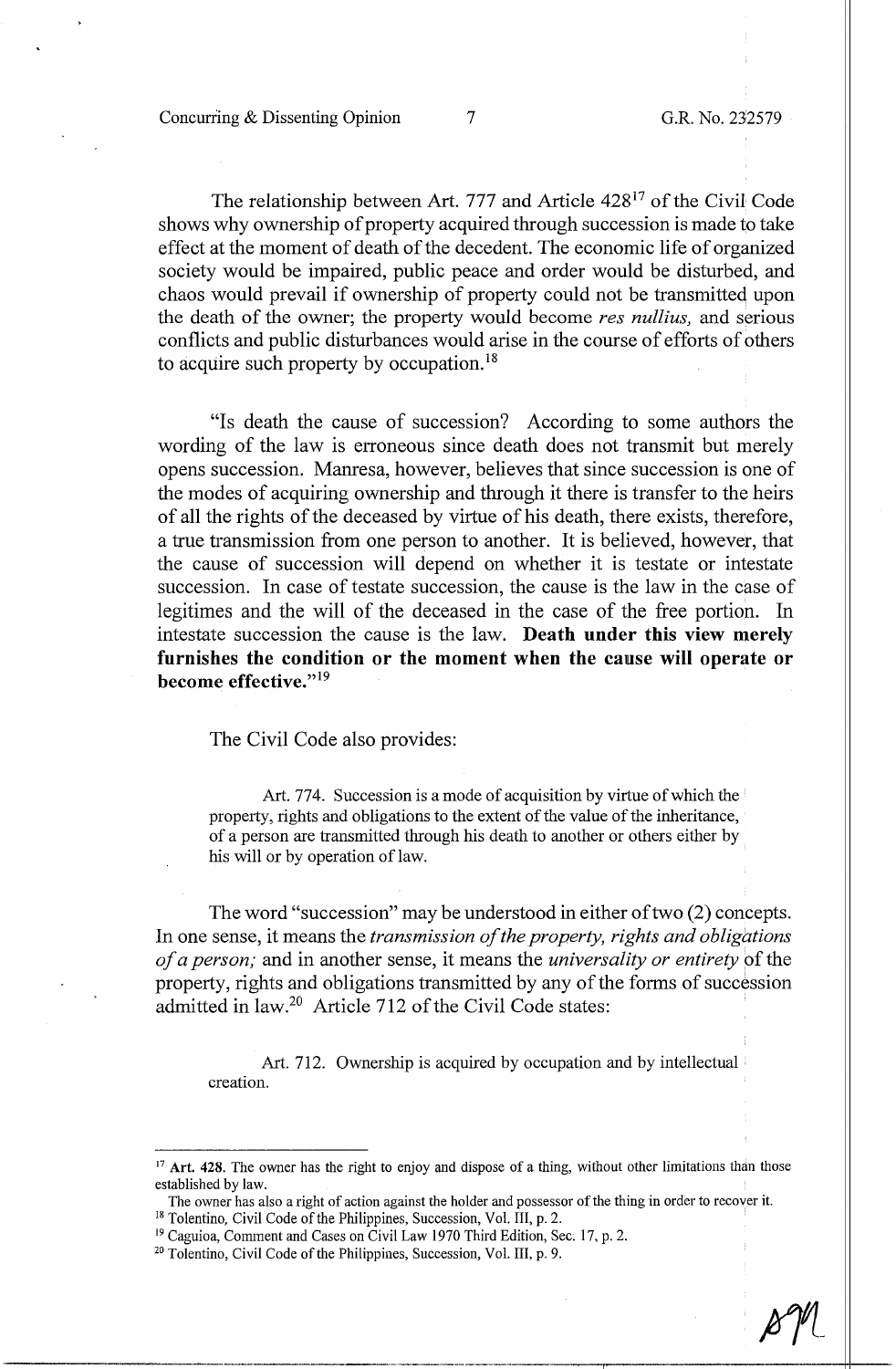The relationship between Art. 777 and Article 428[17] of the Civil Code shows why ownership of property acquired through succession is made to take effect at the moment of death of the decedent. The economic life of organized society would be impaired, public peace and order would be disturbed, and chaos would prevail if ownership of property could not be transmitted upon the death of the owner; the property would become *res nullius,* and serious conflicts and public disturbances would arise in the course of efforts of others to acquire such property by occupation.[18]

"Is death the cause of succession? According to some authors the wording of the law is erroneous since death does not transmit but merely opens succession. Manresa, however, believes that since succession is one of the modes of acquiring ownership and through it there is transfer to the heirs of all the rights of the deceased by virtue of his death, there exists, therefore, a true transmission from one person to another. It is believed, however, that the cause of succession will depend on whether it is testate or intestate succession. In case of testate succession, the cause is the law in the case of legitimes and the will of the deceased in the case of the free portion. In intestate succession the cause is the law. **Death under this view merely furnishes the condition or the moment when the cause will operate or become effective.**"[19]

The Civil Code also provides:

> Art. 774. Succession is a mode of acquisition by virtue of which the property, rights and obligations to the extent of the value of the inheritance, of a person are transmitted through his death to another or others either by his will or by operation of law.

The word "succession" may be understood in either of two (2) concepts. In one sense, it means the *transmission of the property, rights and obligations of a person;* and in another sense, it means the *universality or entirety* of the property, rights and obligations transmitted by any of the forms of succession admitted in law.[20] Article 712 of the Civil Code states:

> Art. 712. Ownership is acquired by occupation and by intellectual creation.

---

[17] **Art. 428.** The owner has the right to enjoy and dispose of a thing, without other limitations than those established by law.
The owner has also a right of action against the holder and possessor of the thing in order to recover it.

[18] Tolentino, Civil Code of the Philippines, Succession, Vol. III, p. 2.

[19] Caguioa, Comment and Cases on Civil Law 1970 Third Edition, Sec. 17, p. 2.

[20] Tolentino, Civil Code of the Philippines, Succession, Vol. III, p. 9.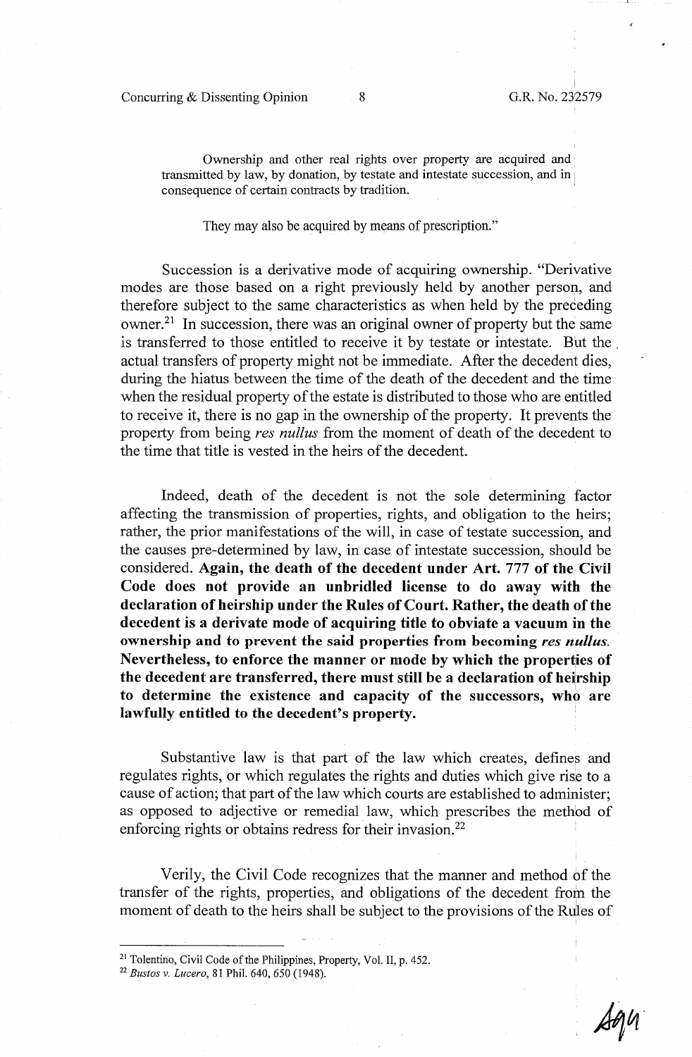> Ownership and other real rights over property are acquired and transmitted by law, by donation, by testate and intestate succession, and in consequence of certain contracts by tradition.
>
> They may also be acquired by means of prescription."

Succession is a derivative mode of acquiring ownership. "Derivative modes are those based on a right previously held by another person, and therefore subject to the same characteristics as when held by the preceding owner.[21] In succession, there was an original owner of property but the same is transferred to those entitled to receive it by testate or intestate. But the actual transfers of property might not be immediate. After the decedent dies, during the hiatus between the time of the death of the decedent and the time when the residual property of the estate is distributed to those who are entitled to receive it, there is no gap in the ownership of the property. It prevents the property from being *res nullus* from the moment of death of the decedent to the time that title is vested in the heirs of the decedent.

Indeed, death of the decedent is not the sole determining factor affecting the transmission of properties, rights, and obligation to the heirs; rather, the prior manifestations of the will, in case of testate succession, and the causes pre-determined by law, in case of intestate succession, should be considered. **Again, the death of the decedent under Art. 777 of the Civil Code does not provide an unbridled license to do away with the declaration of heirship under the Rules of Court. Rather, the death of the decedent is a derivate mode of acquiring title to obviate a vacuum in the ownership and to prevent the said properties from becoming *res nullus*. Nevertheless, to enforce the manner or mode by which the properties of the decedent are transferred, there must still be a declaration of heirship to determine the existence and capacity of the successors, who are lawfully entitled to the decedent's property.**

Substantive law is that part of the law which creates, defines and regulates rights, or which regulates the rights and duties which give rise to a cause of action; that part of the law which courts are established to administer; as opposed to adjective or remedial law, which prescribes the method of enforcing rights or obtains redress for their invasion.[22]

Verily, the Civil Code recognizes that the manner and method of the transfer of the rights, properties, and obligations of the decedent from the moment of death to the heirs shall be subject to the provisions of the Rules of

---

[21] Tolentino, Civil Code of the Philippines, Property, Vol. II, p. 452.

[22] *Bustos v. Lucero*, 81 Phil. 640, 650 (1948).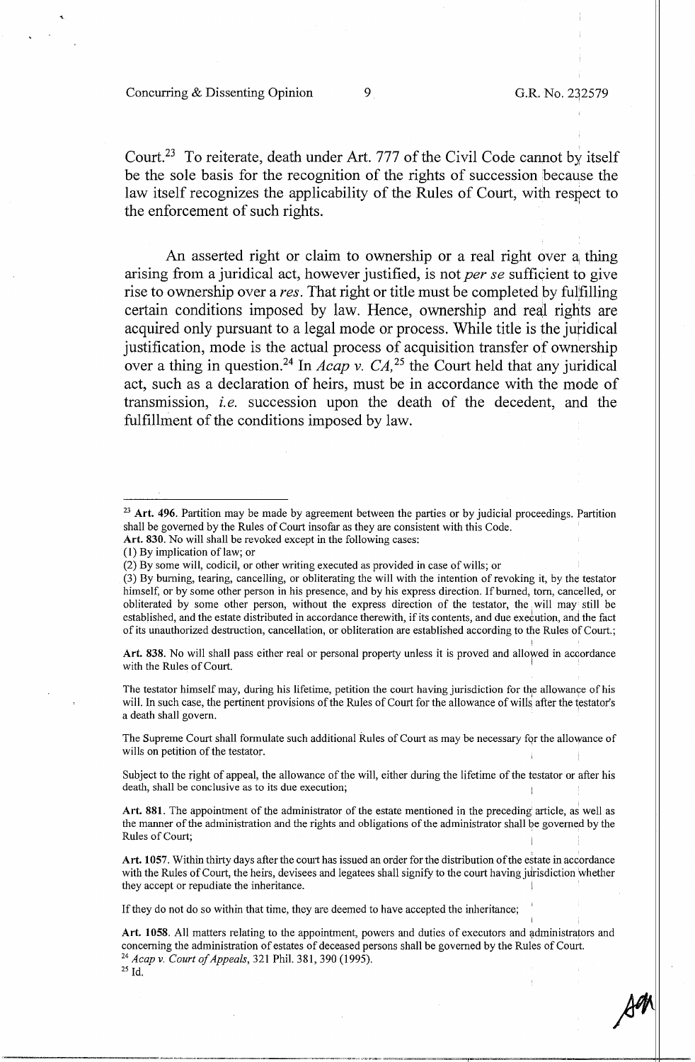Court.[23] To reiterate, death under Art. 777 of the Civil Code cannot by itself be the sole basis for the recognition of the rights of succession because the law itself recognizes the applicability of the Rules of Court, with respect to the enforcement of such rights.

An asserted right or claim to ownership or a real right over a thing arising from a juridical act, however justified, is not *per se* sufficient to give rise to ownership over a *res*. That right or title must be completed by fulfilling certain conditions imposed by law. Hence, ownership and real rights are acquired only pursuant to a legal mode or process. While title is the juridical justification, mode is the actual process of acquisition transfer of ownership over a thing in question.[24] In *Acap v. CA*,[25] the Court held that any juridical act, such as a declaration of heirs, must be in accordance with the mode of transmission, *i.e.* succession upon the death of the decedent, and the fulfillment of the conditions imposed by law.

---

[23] **Art. 496.** Partition may be made by agreement between the parties or by judicial proceedings. Partition shall be governed by the Rules of Court insofar as they are consistent with this Code.

**Art. 830.** No will shall be revoked except in the following cases:

(1) By implication of law; or

(2) By some will, codicil, or other writing executed as provided in case of wills; or

(3) By burning, tearing, cancelling, or obliterating the will with the intention of revoking it, by the testator himself, or by some other person in his presence, and by his express direction. If burned, torn, cancelled, or obliterated by some other person, without the express direction of the testator, the will may still be established, and the estate distributed in accordance therewith, if its contents, and due execution, and the fact of its unauthorized destruction, cancellation, or obliteration are established according to the Rules of Court.;

**Art. 838.** No will shall pass either real or personal property unless it is proved and allowed in accordance with the Rules of Court.

The testator himself may, during his lifetime, petition the court having jurisdiction for the allowance of his will. In such case, the pertinent provisions of the Rules of Court for the allowance of wills after the testator's a death shall govern.

The Supreme Court shall formulate such additional Rules of Court as may be necessary for the allowance of wills on petition of the testator.

Subject to the right of appeal, the allowance of the will, either during the lifetime of the testator or after his death, shall be conclusive as to its due execution;

**Art. 881.** The appointment of the administrator of the estate mentioned in the preceding article, as well as the manner of the administration and the rights and obligations of the administrator shall be governed by the Rules of Court;

**Art. 1057.** Within thirty days after the court has issued an order for the distribution of the estate in accordance with the Rules of Court, the heirs, devisees and legatees shall signify to the court having jurisdiction whether they accept or repudiate the inheritance.

If they do not do so within that time, they are deemed to have accepted the inheritance;

**Art. 1058.** All matters relating to the appointment, powers and duties of executors and administrators and concerning the administration of estates of deceased persons shall be governed by the Rules of Court.

[24] *Acap v. Court of Appeals*, 321 Phil. 381, 390 (1995).

[25] Id.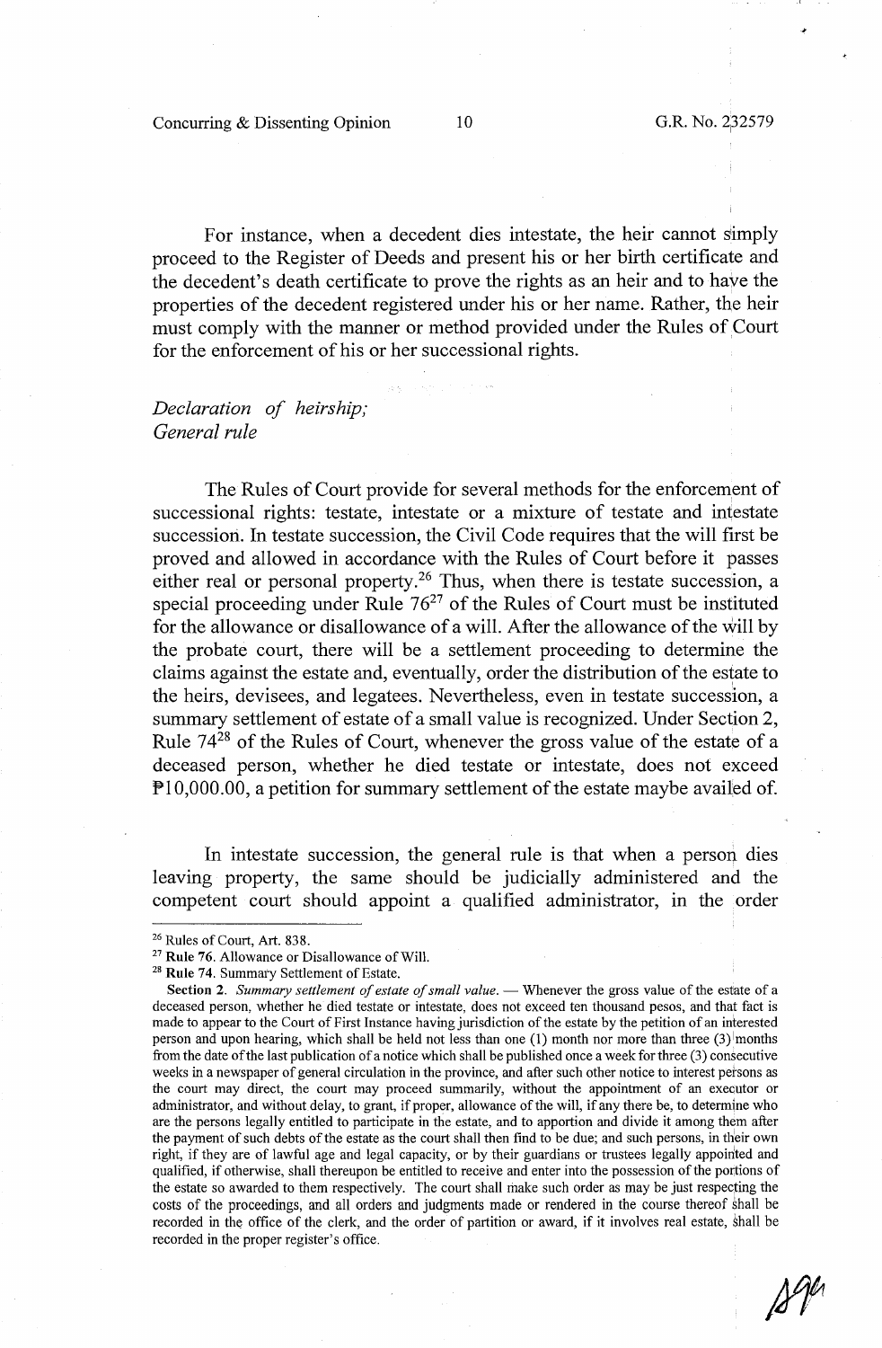For instance, when a decedent dies intestate, the heir cannot simply proceed to the Register of Deeds and present his or her birth certificate and the decedent's death certificate to prove the rights as an heir and to have the properties of the decedent registered under his or her name. Rather, the heir must comply with the manner or method provided under the Rules of Court for the enforcement of his or her successional rights.

*Declaration of heirship; General rule*

The Rules of Court provide for several methods for the enforcement of successional rights: testate, intestate or a mixture of testate and intestate succession. In testate succession, the Civil Code requires that the will first be proved and allowed in accordance with the Rules of Court before it passes either real or personal property.[26] Thus, when there is testate succession, a special proceeding under Rule 76[27] of the Rules of Court must be instituted for the allowance or disallowance of a will. After the allowance of the will by the probate court, there will be a settlement proceeding to determine the claims against the estate and, eventually, order the distribution of the estate to the heirs, devisees, and legatees. Nevertheless, even in testate succession, a summary settlement of estate of a small value is recognized. Under Section 2, Rule 74[28] of the Rules of Court, whenever the gross value of the estate of a deceased person, whether he died testate or intestate, does not exceed ₱10,000.00, a petition for summary settlement of the estate maybe availed of.

In intestate succession, the general rule is that when a person dies leaving property, the same should be judicially administered and the competent court should appoint a qualified administrator, in the order

---

[26] Rules of Court, Art. 838.

[27] **Rule 76.** Allowance or Disallowance of Will.

[28] **Rule 74.** Summary Settlement of Estate.

**Section 2.** *Summary settlement of estate of small value.* — Whenever the gross value of the estate of a deceased person, whether he died testate or intestate, does not exceed ten thousand pesos, and that fact is made to appear to the Court of First Instance having jurisdiction of the estate by the petition of an interested person and upon hearing, which shall be held not less than one (1) month nor more than three (3) months from the date of the last publication of a notice which shall be published once a week for three (3) consecutive weeks in a newspaper of general circulation in the province, and after such other notice to interest persons as the court may direct, the court may proceed summarily, without the appointment of an executor or administrator, and without delay, to grant, if proper, allowance of the will, if any there be, to determine who are the persons legally entitled to participate in the estate, and to apportion and divide it among them after the payment of such debts of the estate as the court shall then find to be due; and such persons, in their own right, if they are of lawful age and legal capacity, or by their guardians or trustees legally appointed and qualified, if otherwise, shall thereupon be entitled to receive and enter into the possession of the portions of the estate so awarded to them respectively. The court shall make such order as may be just respecting the costs of the proceedings, and all orders and judgments made or rendered in the course thereof shall be recorded in the office of the clerk, and the order of partition or award, if it involves real estate, shall be recorded in the proper register's office.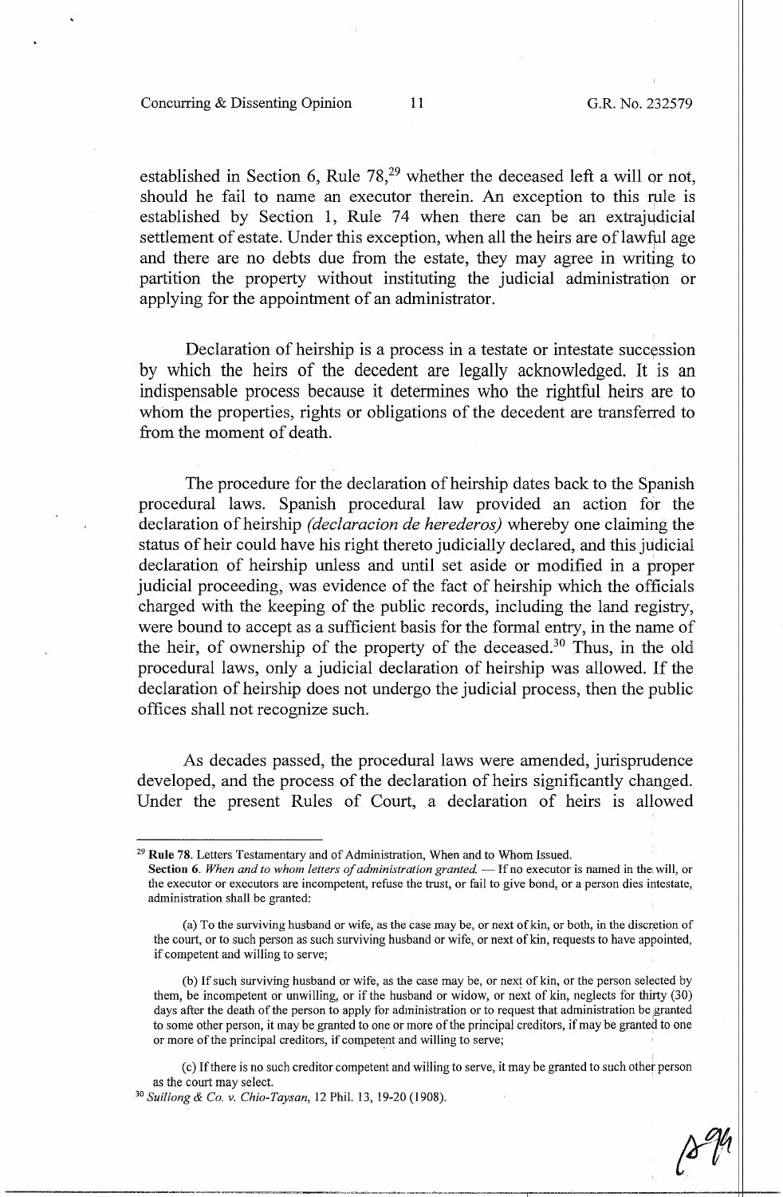established in Section 6, Rule 78,[29] whether the deceased left a will or not, should he fail to name an executor therein. An exception to this rule is established by Section 1, Rule 74 when there can be an extrajudicial settlement of estate. Under this exception, when all the heirs are of lawful age and there are no debts due from the estate, they may agree in writing to partition the property without instituting the judicial administration or applying for the appointment of an administrator.

Declaration of heirship is a process in a testate or intestate succession by which the heirs of the decedent are legally acknowledged. It is an indispensable process because it determines who the rightful heirs are to whom the properties, rights or obligations of the decedent are transferred to from the moment of death.

The procedure for the declaration of heirship dates back to the Spanish procedural laws. Spanish procedural law provided an action for the declaration of heirship *(declaracion de herederos)* whereby one claiming the status of heir could have his right thereto judicially declared, and this judicial declaration of heirship unless and until set aside or modified in a proper judicial proceeding, was evidence of the fact of heirship which the officials charged with the keeping of the public records, including the land registry, were bound to accept as a sufficient basis for the formal entry, in the name of the heir, of ownership of the property of the deceased.[30] Thus, in the old procedural laws, only a judicial declaration of heirship was allowed. If the declaration of heirship does not undergo the judicial process, then the public offices shall not recognize such.

As decades passed, the procedural laws were amended, jurisprudence developed, and the process of the declaration of heirs significantly changed. Under the present Rules of Court, a declaration of heirs is allowed

---

[29] **Rule 78.** Letters Testamentary and of Administration, When and to Whom Issued.
**Section 6.** *When and to whom letters of administration granted.* — If no executor is named in the will, or the executor or executors are incompetent, refuse the trust, or fail to give bond, or a person dies intestate, administration shall be granted:

(a) To the surviving husband or wife, as the case may be, or next of kin, or both, in the discretion of the court, or to such person as such surviving husband or wife, or next of kin, requests to have appointed, if competent and willing to serve;

(b) If such surviving husband or wife, as the case may be, or next of kin, or the person selected by them, be incompetent or unwilling, or if the husband or widow, or next of kin, neglects for thirty (30) days after the death of the person to apply for administration or to request that administration be granted to some other person, it may be granted to one or more of the principal creditors, if may be granted to one or more of the principal creditors, if competent and willing to serve;

(c) If there is no such creditor competent and willing to serve, it may be granted to such other person as the court may select.

[30] *Suiliong & Co. v. Chio-Taysan*, 12 Phil. 13, 19-20 (1908).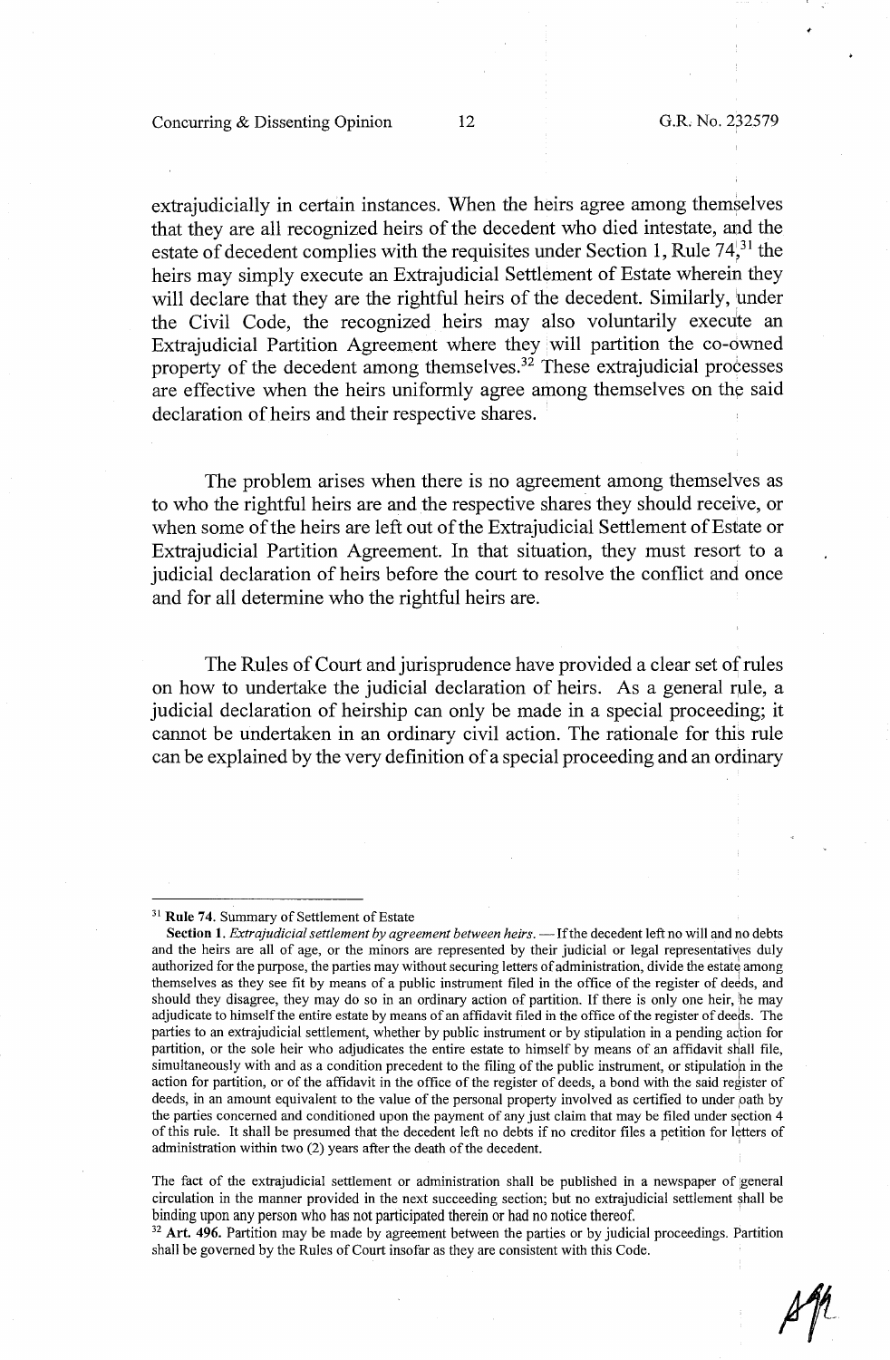extrajudicially in certain instances. When the heirs agree among themselves that they are all recognized heirs of the decedent who died intestate, and the estate of decedent complies with the requisites under Section 1, Rule 74,[31] the heirs may simply execute an Extrajudicial Settlement of Estate wherein they will declare that they are the rightful heirs of the decedent. Similarly, under the Civil Code, the recognized heirs may also voluntarily execute an Extrajudicial Partition Agreement where they will partition the co-owned property of the decedent among themselves.[32] These extrajudicial processes are effective when the heirs uniformly agree among themselves on the said declaration of heirs and their respective shares.

The problem arises when there is no agreement among themselves as to who the rightful heirs are and the respective shares they should receive, or when some of the heirs are left out of the Extrajudicial Settlement of Estate or Extrajudicial Partition Agreement. In that situation, they must resort to a judicial declaration of heirs before the court to resolve the conflict and once and for all determine who the rightful heirs are.

The Rules of Court and jurisprudence have provided a clear set of rules on how to undertake the judicial declaration of heirs. As a general rule, a judicial declaration of heirship can only be made in a special proceeding; it cannot be undertaken in an ordinary civil action. The rationale for this rule can be explained by the very definition of a special proceeding and an ordinary

---

[31] **Rule 74.** Summary of Settlement of Estate

**Section 1.** *Extrajudicial settlement by agreement between heirs.* — If the decedent left no will and no debts and the heirs are all of age, or the minors are represented by their judicial or legal representatives duly authorized for the purpose, the parties may without securing letters of administration, divide the estate among themselves as they see fit by means of a public instrument filed in the office of the register of deeds, and should they disagree, they may do so in an ordinary action of partition. If there is only one heir, he may adjudicate to himself the entire estate by means of an affidavit filed in the office of the register of deeds. The parties to an extrajudicial settlement, whether by public instrument or by stipulation in a pending action for partition, or the sole heir who adjudicates the entire estate to himself by means of an affidavit shall file, simultaneously with and as a condition precedent to the filing of the public instrument, or stipulation in the action for partition, or of the affidavit in the office of the register of deeds, a bond with the said register of deeds, in an amount equivalent to the value of the personal property involved as certified to under oath by the parties concerned and conditioned upon the payment of any just claim that may be filed under section 4 of this rule. It shall be presumed that the decedent left no debts if no creditor files a petition for letters of administration within two (2) years after the death of the decedent.

The fact of the extrajudicial settlement or administration shall be published in a newspaper of general circulation in the manner provided in the next succeeding section; but no extrajudicial settlement shall be binding upon any person who has not participated therein or had no notice thereof.

[32] **Art. 496.** Partition may be made by agreement between the parties or by judicial proceedings. Partition shall be governed by the Rules of Court insofar as they are consistent with this Code.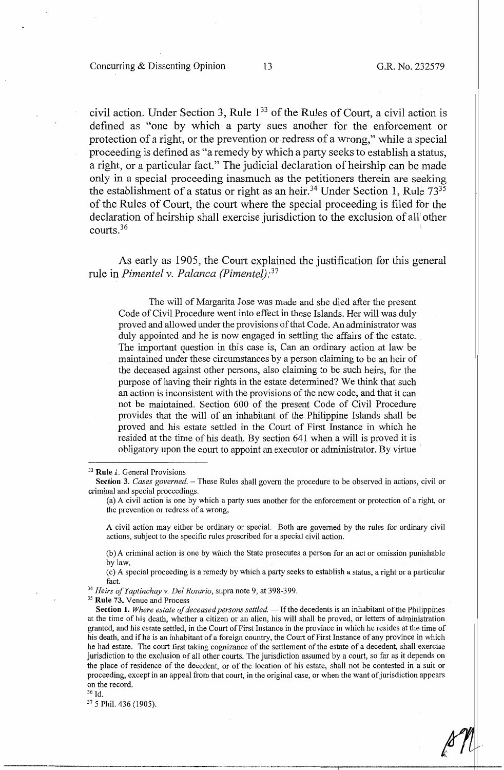civil action. Under Section 3, Rule 1[33] of the Rules of Court, a civil action is defined as "one by which a party sues another for the enforcement or protection of a right, or the prevention or redress of a wrong," while a special proceeding is defined as "a remedy by which a party seeks to establish a status, a right, or a particular fact." The judicial declaration of heirship can be made only in a special proceeding inasmuch as the petitioners therein are seeking the establishment of a status or right as an heir.[34] Under Section 1, Rule 73[35] of the Rules of Court, the court where the special proceeding is filed for the declaration of heirship shall exercise jurisdiction to the exclusion of all other courts.[36]

As early as 1905, the Court explained the justification for this general rule in *Pimentel v. Palanca (Pimentel)*:[37]

> The will of Margarita Jose was made and she died after the present Code of Civil Procedure went into effect in these Islands. Her will was duly proved and allowed under the provisions of that Code. An administrator was duly appointed and he is now engaged in settling the affairs of the estate. The important question in this case is, Can an ordinary action at law be maintained under these circumstances by a person claiming to be an heir of the deceased against other persons, also claiming to be such heirs, for the purpose of having their rights in the estate determined? We think that such an action is inconsistent with the provisions of the new code, and that it can not be maintained. Section 600 of the present Code of Civil Procedure provides that the will of an inhabitant of the Philippine Islands shall be proved and his estate settled in the Court of First Instance in which he resided at the time of his death. By section 641 when a will is proved it is obligatory upon the court to appoint an executor or administrator. By virtue

---

[33] **Rule 1.** General Provisions

**Section 3.** *Cases governed.* – These Rules shall govern the procedure to be observed in actions, civil or criminal and special proceedings.

(a) A civil action is one by which a party sues another for the enforcement or protection of a right, or the prevention or redress of a wrong,

A civil action may either be ordinary or special. Both are governed by the rules for ordinary civil actions, subject to the specific rules prescribed for a special civil action.

(b) A criminal action is one by which the State prosecutes a person for an act or omission punishable by law,

(c) A special proceeding is a remedy by which a party seeks to establish a status, a right or a particular fact.

[34] *Heirs of Yaptinchay v. Del Rosario*, supra note 9, at 398-399.

[35] **Rule 73.** Venue and Process

**Section 1.** *Where estate of deceased persons settled.* — If the decedents is an inhabitant of the Philippines at the time of his death, whether a citizen or an alien, his will shall be proved, or letters of administration granted, and his estate settled, in the Court of First Instance in the province in which he resides at the time of his death, and if he is an inhabitant of a foreign country, the Court of First Instance of any province in which he had estate. The court first taking cognizance of the settlement of the estate of a decedent, shall exercise jurisdiction to the exclusion of all other courts. The jurisdiction assumed by a court, so far as it depends on the place of residence of the decedent, or of the location of his estate, shall not be contested in a suit or proceeding, except in an appeal from that court, in the original case, or when the want of jurisdiction appears on the record.

[36] Id.

[37] 5 Phil. 436 (1905).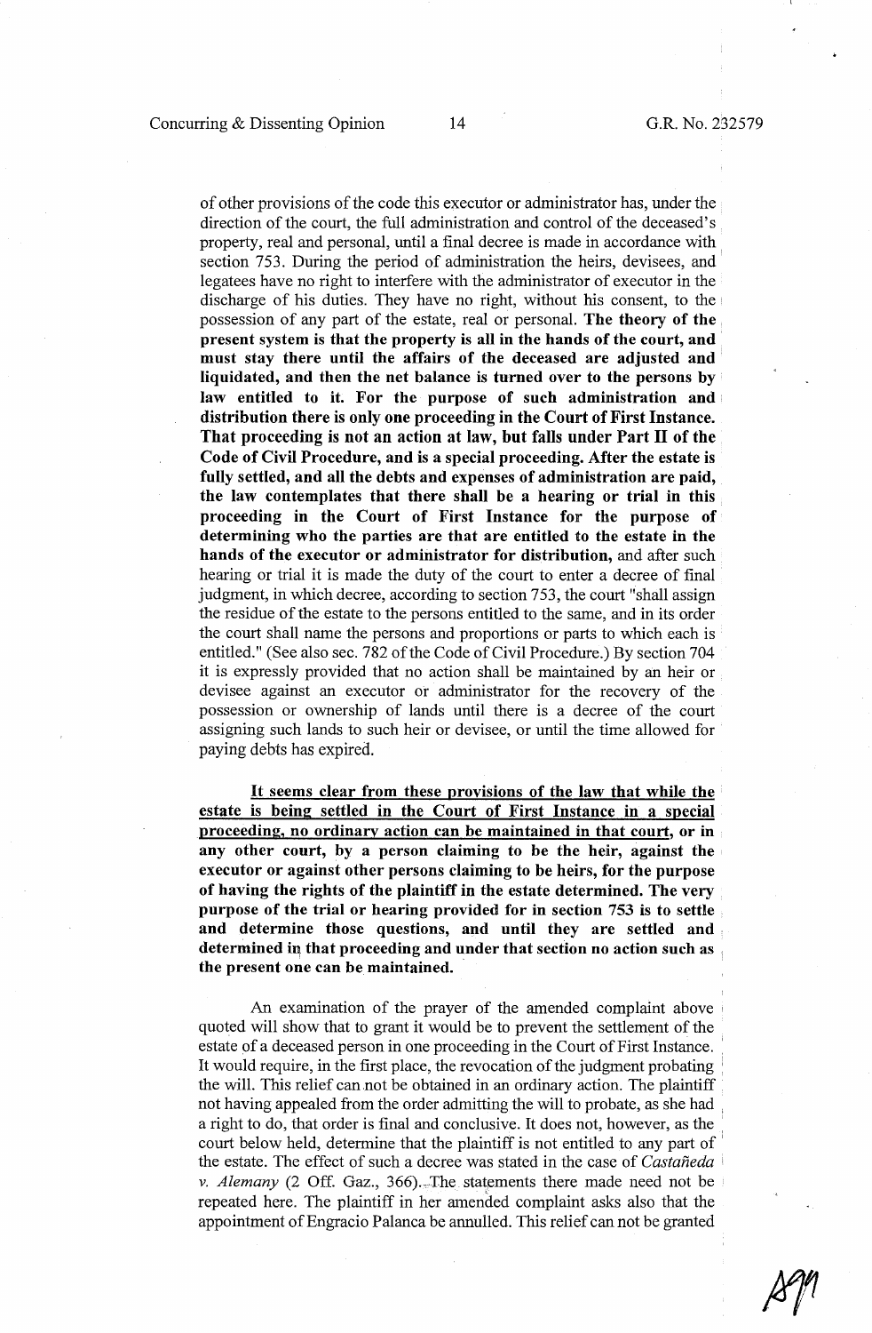of other provisions of the code this executor or administrator has, under the direction of the court, the full administration and control of the deceased's property, real and personal, until a final decree is made in accordance with section 753. During the period of administration the heirs, devisees, and legatees have no right to interfere with the administrator of executor in the discharge of his duties. They have no right, without his consent, to the possession of any part of the estate, real or personal. **The theory of the present system is that the property is all in the hands of the court, and must stay there until the affairs of the deceased are adjusted and liquidated, and then the net balance is turned over to the persons by law entitled to it. For the purpose of such administration and distribution there is only one proceeding in the Court of First Instance. That proceeding is not an action at law, but falls under Part II of the Code of Civil Procedure, and is a special proceeding. After the estate is fully settled, and all the debts and expenses of administration are paid, the law contemplates that there shall be a hearing or trial in this proceeding in the Court of First Instance for the purpose of determining who the parties are that are entitled to the estate in the hands of the executor or administrator for distribution,** and after such hearing or trial it is made the duty of the court to enter a decree of final judgment, in which decree, according to section 753, the court "shall assign the residue of the estate to the persons entitled to the same, and in its order the court shall name the persons and proportions or parts to which each is entitled." (See also sec. 782 of the Code of Civil Procedure.) By section 704 it is expressly provided that no action shall be maintained by an heir or devisee against an executor or administrator for the recovery of the possession or ownership of lands until there is a decree of the court assigning such lands to such heir or devisee, or until the time allowed for paying debts has expired.

<u>**It seems clear from these provisions of the law that while the estate is being settled in the Court of First Instance in a special proceeding, no ordinary action can be maintained in that court,**</u> **or in any other court, by a person claiming to be the heir, against the executor or against other persons claiming to be heirs, for the purpose of having the rights of the plaintiff in the estate determined. The very purpose of the trial or hearing provided for in section 753 is to settle and determine those questions, and until they are settled and determined in that proceeding and under that section no action such as the present one can be maintained.**

An examination of the prayer of the amended complaint above quoted will show that to grant it would be to prevent the settlement of the estate of a deceased person in one proceeding in the Court of First Instance. It would require, in the first place, the revocation of the judgment probating the will. This relief can not be obtained in an ordinary action. The plaintiff not having appealed from the order admitting the will to probate, as she had a right to do, that order is final and conclusive. It does not, however, as the court below held, determine that the plaintiff is not entitled to any part of the estate. The effect of such a decree was stated in the case of *Castañeda v. Alemany* (2 Off. Gaz., 366). The statements there made need not be repeated here. The plaintiff in her amended complaint asks also that the appointment of Engracio Palanca be annulled. This relief can not be granted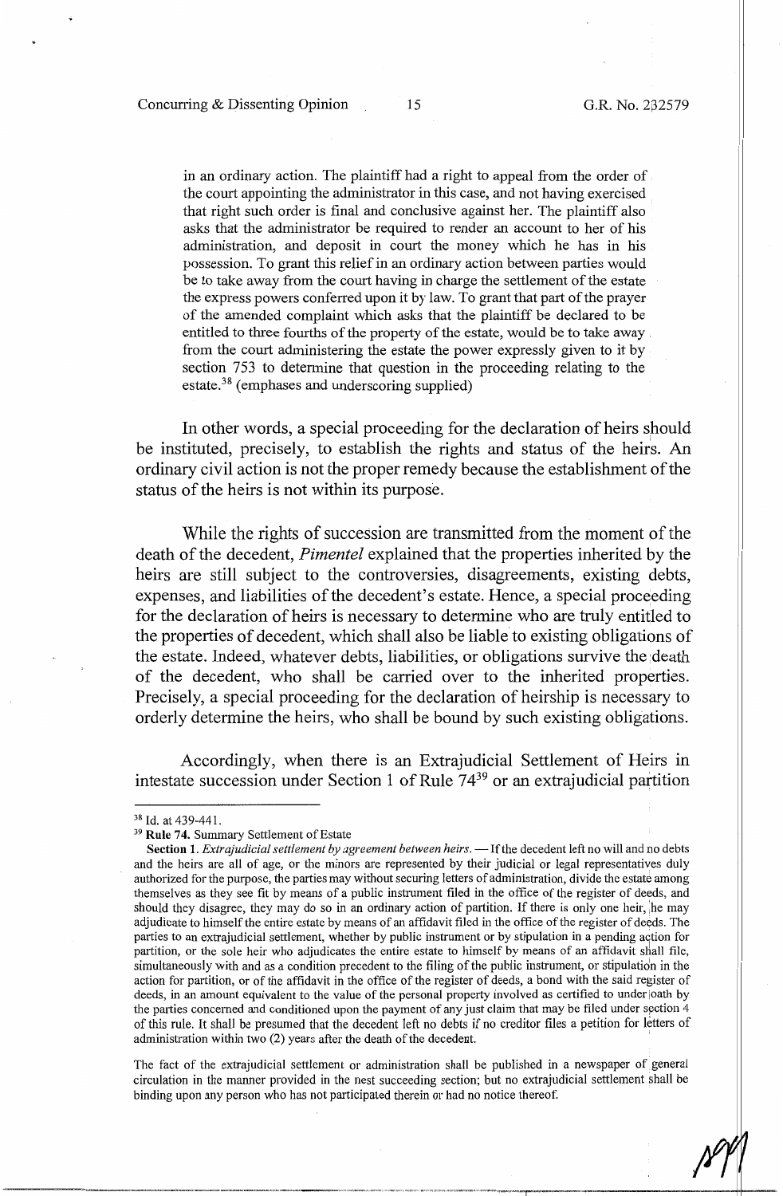in an ordinary action. The plaintiff had a right to appeal from the order of the court appointing the administrator in this case, and not having exercised that right such order is final and conclusive against her. The plaintiff also asks that the administrator be required to render an account to her of his administration, and deposit in court the money which he has in his possession. To grant this relief in an ordinary action between parties would be to take away from the court having in charge the settlement of the estate the express powers conferred upon it by law. To grant that part of the prayer of the amended complaint which asks that the plaintiff be declared to be entitled to three fourths of the property of the estate, would be to take away from the court administering the estate the power expressly given to it by section 753 to determine that question in the proceeding relating to the estate.[38] (emphases and underscoring supplied)

In other words, a special proceeding for the declaration of heirs should be instituted, precisely, to establish the rights and status of the heirs. An ordinary civil action is not the proper remedy because the establishment of the status of the heirs is not within its purpose.

While the rights of succession are transmitted from the moment of the death of the decedent, *Pimentel* explained that the properties inherited by the heirs are still subject to the controversies, disagreements, existing debts, expenses, and liabilities of the decedent's estate. Hence, a special proceeding for the declaration of heirs is necessary to determine who are truly entitled to the properties of decedent, which shall also be liable to existing obligations of the estate. Indeed, whatever debts, liabilities, or obligations survive the death of the decedent, who shall be carried over to the inherited properties. Precisely, a special proceeding for the declaration of heirship is necessary to orderly determine the heirs, who shall be bound by such existing obligations.

Accordingly, when there is an Extrajudicial Settlement of Heirs in intestate succession under Section 1 of Rule 74[39] or an extrajudicial partition

---

[38] Id. at 439-441.

[39] **Rule 74.** Summary Settlement of Estate

**Section 1.** *Extrajudicial settlement by agreement between heirs.* — If the decedent left no will and no debts and the heirs are all of age, or the minors are represented by their judicial or legal representatives duly authorized for the purpose, the parties may without securing letters of administration, divide the estate among themselves as they see fit by means of a public instrument filed in the office of the register of deeds, and should they disagree, they may do so in an ordinary action of partition. If there is only one heir, he may adjudicate to himself the entire estate by means of an affidavit filed in the office of the register of deeds. The parties to an extrajudicial settlement, whether by public instrument or by stipulation in a pending action for partition, or the sole heir who adjudicates the entire estate to himself by means of an affidavit shall file, simultaneously with and as a condition precedent to the filing of the public instrument, or stipulation in the action for partition, or of the affidavit in the office of the register of deeds, a bond with the said register of deeds, in an amount equivalent to the value of the personal property involved as certified to under oath by the parties concerned and conditioned upon the payment of any just claim that may be filed under section 4 of this rule. It shall be presumed that the decedent left no debts if no creditor files a petition for letters of administration within two (2) years after the death of the decedent.

The fact of the extrajudicial settlement or administration shall be published in a newspaper of general circulation in the manner provided in the nest succeeding section; but no extrajudicial settlement shall be binding upon any person who has not participated therein or had no notice thereof.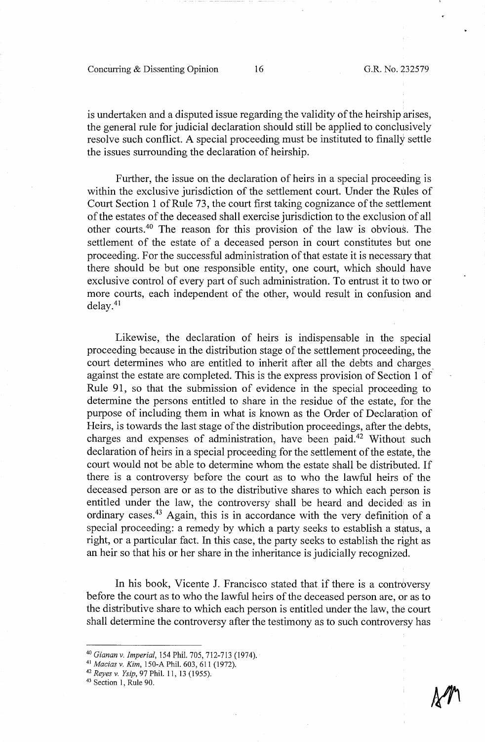is undertaken and a disputed issue regarding the validity of the heirship arises, the general rule for judicial declaration should still be applied to conclusively resolve such conflict. A special proceeding must be instituted to finally settle the issues surrounding the declaration of heirship.

Further, the issue on the declaration of heirs in a special proceeding is within the exclusive jurisdiction of the settlement court. Under the Rules of Court Section 1 of Rule 73, the court first taking cognizance of the settlement of the estates of the deceased shall exercise jurisdiction to the exclusion of all other courts.[40] The reason for this provision of the law is obvious. The settlement of the estate of a deceased person in court constitutes but one proceeding. For the successful administration of that estate it is necessary that there should be but one responsible entity, one court, which should have exclusive control of every part of such administration. To entrust it to two or more courts, each independent of the other, would result in confusion and delay.[41]

Likewise, the declaration of heirs is indispensable in the special proceeding because in the distribution stage of the settlement proceeding, the court determines who are entitled to inherit after all the debts and charges against the estate are completed. This is the express provision of Section 1 of Rule 91, so that the submission of evidence in the special proceeding to determine the persons entitled to share in the residue of the estate, for the purpose of including them in what is known as the Order of Declaration of Heirs, is towards the last stage of the distribution proceedings, after the debts, charges and expenses of administration, have been paid.[42] Without such declaration of heirs in a special proceeding for the settlement of the estate, the court would not be able to determine whom the estate shall be distributed. If there is a controversy before the court as to who the lawful heirs of the deceased person are or as to the distributive shares to which each person is entitled under the law, the controversy shall be heard and decided as in ordinary cases.[43] Again, this is in accordance with the very definition of a special proceeding: a remedy by which a party seeks to establish a status, a right, or a particular fact. In this case, the party seeks to establish the right as an heir so that his or her share in the inheritance is judicially recognized.

In his book, Vicente J. Francisco stated that if there is a controversy before the court as to who the lawful heirs of the deceased person are, or as to the distributive share to which each person is entitled under the law, the court shall determine the controversy after the testimony as to such controversy has

---

[40] *Gianan v. Imperial*, 154 Phil. 705, 712-713 (1974).

[41] *Macias v. Kim*, 150-A Phil. 603, 611 (1972).

[42] *Reyes v. Ysip*, 97 Phil. 11, 13 (1955).

[43] Section 1, Rule 90.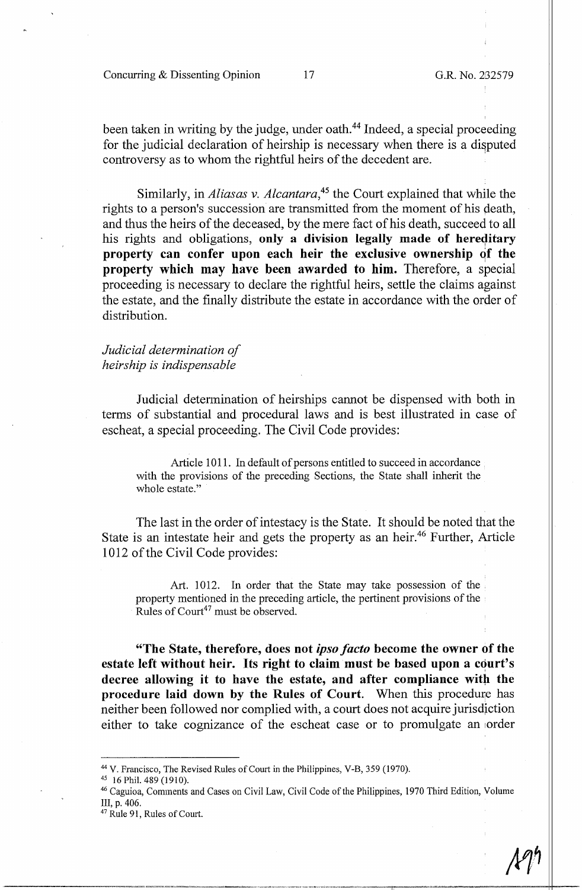been taken in writing by the judge, under oath.[44] Indeed, a special proceeding for the judicial declaration of heirship is necessary when there is a disputed controversy as to whom the rightful heirs of the decedent are.

Similarly, in *Aliasas v. Alcantara*,[45] the Court explained that while the rights to a person's succession are transmitted from the moment of his death, and thus the heirs of the deceased, by the mere fact of his death, succeed to all his rights and obligations, **only a division legally made of hereditary property can confer upon each heir the exclusive ownership of the property which may have been awarded to him.** Therefore, a special proceeding is necessary to declare the rightful heirs, settle the claims against the estate, and the finally distribute the estate in accordance with the order of distribution.

*Judicial determination of heirship is indispensable*

Judicial determination of heirships cannot be dispensed with both in terms of substantial and procedural laws and is best illustrated in case of escheat, a special proceeding. The Civil Code provides:

> Article 1011. In default of persons entitled to succeed in accordance with the provisions of the preceding Sections, the State shall inherit the whole estate."

The last in the order of intestacy is the State. It should be noted that the State is an intestate heir and gets the property as an heir.[46] Further, Article 1012 of the Civil Code provides:

> Art. 1012. In order that the State may take possession of the property mentioned in the preceding article, the pertinent provisions of the Rules of Court[47] must be observed.

**"The State, therefore, does not *ipso facto* become the owner of the estate left without heir. Its right to claim must be based upon a court's decree allowing it to have the estate, and after compliance with the procedure laid down by the Rules of Court.** When this procedure has neither been followed nor complied with, a court does not acquire jurisdiction either to take cognizance of the escheat case or to promulgate an order

---

[44] V. Francisco, The Revised Rules of Court in the Philippines, V-B, 359 (1970).

[45] 16 Phil. 489 (1910).

[46] Caguioa, Comments and Cases on Civil Law, Civil Code of the Philippines, 1970 Third Edition, Volume III, p. 406.

[47] Rule 91, Rules of Court.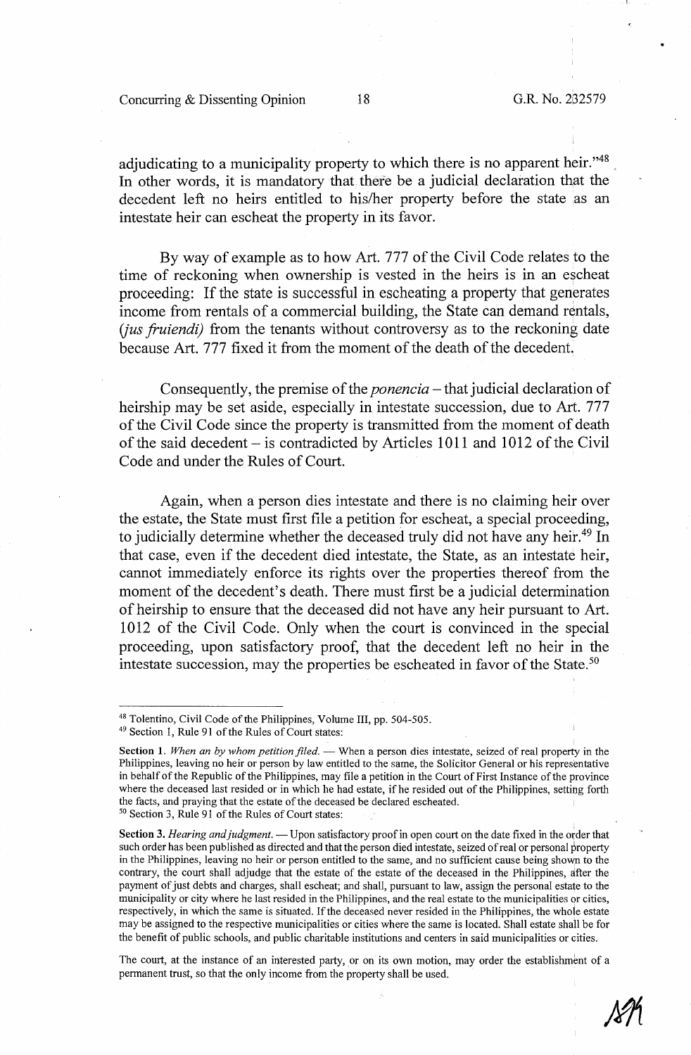adjudicating to a municipality property to which there is no apparent heir."[48] In other words, it is mandatory that there be a judicial declaration that the decedent left no heirs entitled to his/her property before the state as an intestate heir can escheat the property in its favor.

By way of example as to how Art. 777 of the Civil Code relates to the time of reckoning when ownership is vested in the heirs is in an escheat proceeding: If the state is successful in escheating a property that generates income from rentals of a commercial building, the State can demand rentals, (*jus fruiendi*) from the tenants without controversy as to the reckoning date because Art. 777 fixed it from the moment of the death of the decedent.

Consequently, the premise of the *ponencia* – that judicial declaration of heirship may be set aside, especially in intestate succession, due to Art. 777 of the Civil Code since the property is transmitted from the moment of death of the said decedent – is contradicted by Articles 1011 and 1012 of the Civil Code and under the Rules of Court.

Again, when a person dies intestate and there is no claiming heir over the estate, the State must first file a petition for escheat, a special proceeding, to judicially determine whether the deceased truly did not have any heir.[49] In that case, even if the decedent died intestate, the State, as an intestate heir, cannot immediately enforce its rights over the properties thereof from the moment of the decedent's death. There must first be a judicial determination of heirship to ensure that the deceased did not have any heir pursuant to Art. 1012 of the Civil Code. Only when the court is convinced in the special proceeding, upon satisfactory proof, that the decedent left no heir in the intestate succession, may the properties be escheated in favor of the State.[50]

---

[48] Tolentino, Civil Code of the Philippines, Volume III, pp. 504-505.

[49] Section 1, Rule 91 of the Rules of Court states:

**Section 1.** *When an by whom petition filed.* — When a person dies intestate, seized of real property in the Philippines, leaving no heir or person by law entitled to the same, the Solicitor General or his representative in behalf of the Republic of the Philippines, may file a petition in the Court of First Instance of the province where the deceased last resided or in which he had estate, if he resided out of the Philippines, setting forth the facts, and praying that the estate of the deceased be declared escheated.

[50] Section 3, Rule 91 of the Rules of Court states:

**Section 3.** *Hearing and judgment.* — Upon satisfactory proof in open court on the date fixed in the order that such order has been published as directed and that the person died intestate, seized of real or personal property in the Philippines, leaving no heir or person entitled to the same, and no sufficient cause being shown to the contrary, the court shall adjudge that the estate of the estate of the deceased in the Philippines, after the payment of just debts and charges, shall escheat; and shall, pursuant to law, assign the personal estate to the municipality or city where he last resided in the Philippines, and the real estate to the municipalities or cities, respectively, in which the same is situated. If the deceased never resided in the Philippines, the whole estate may be assigned to the respective municipalities or cities where the same is located. Shall estate shall be for the benefit of public schools, and public charitable institutions and centers in said municipalities or cities.

The court, at the instance of an interested party, or on its own motion, may order the establishment of a permanent trust, so that the only income from the property shall be used.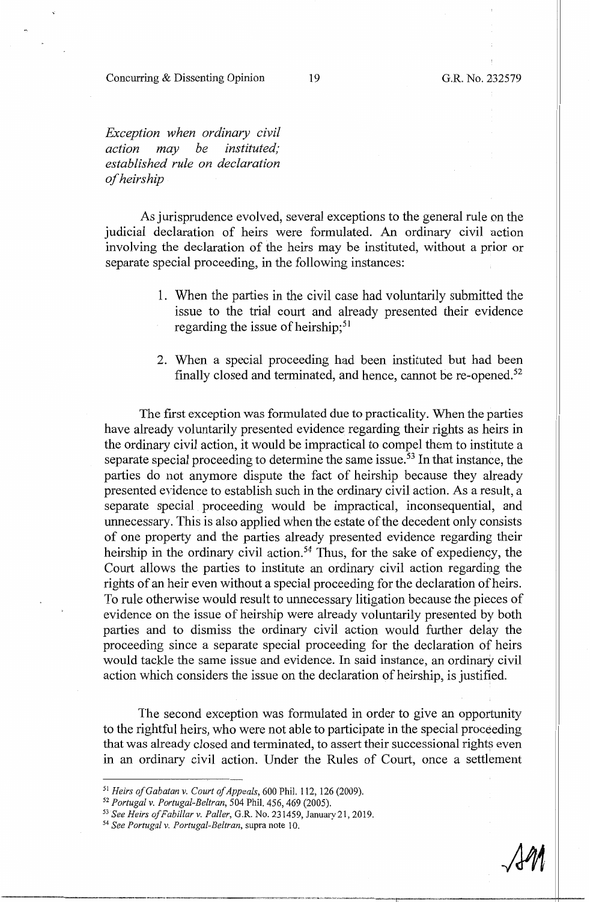*Exception when ordinary civil action may be instituted; established rule on declaration of heirship*

As jurisprudence evolved, several exceptions to the general rule on the judicial declaration of heirs were formulated. An ordinary civil action involving the declaration of the heirs may be instituted, without a prior or separate special proceeding, in the following instances:

1. When the parties in the civil case had voluntarily submitted the issue to the trial court and already presented their evidence regarding the issue of heirship;[51]

2. When a special proceeding had been instituted but had been finally closed and terminated, and hence, cannot be re-opened.[52]

The first exception was formulated due to practicality. When the parties have already voluntarily presented evidence regarding their rights as heirs in the ordinary civil action, it would be impractical to compel them to institute a separate special proceeding to determine the same issue.[53] In that instance, the parties do not anymore dispute the fact of heirship because they already presented evidence to establish such in the ordinary civil action. As a result, a separate special proceeding would be impractical, inconsequential, and unnecessary. This is also applied when the estate of the decedent only consists of one property and the parties already presented evidence regarding their heirship in the ordinary civil action.[54] Thus, for the sake of expediency, the Court allows the parties to institute an ordinary civil action regarding the rights of an heir even without a special proceeding for the declaration of heirs. To rule otherwise would result to unnecessary litigation because the pieces of evidence on the issue of heirship were already voluntarily presented by both parties and to dismiss the ordinary civil action would further delay the proceeding since a separate special proceeding for the declaration of heirs would tackle the same issue and evidence. In said instance, an ordinary civil action which considers the issue on the declaration of heirship, is justified.

The second exception was formulated in order to give an opportunity to the rightful heirs, who were not able to participate in the special proceeding that was already closed and terminated, to assert their successional rights even in an ordinary civil action. Under the Rules of Court, once a settlement

---

[51] *Heirs of Gabatan v. Court of Appeals*, 600 Phil. 112, 126 (2009).

[52] *Portugal v. Portugal-Beltran*, 504 Phil. 456, 469 (2005).

[53] *See Heirs of Fabillar v. Paller*, G.R. No. 231459, January 21, 2019.

[54] *See Portugal v. Portugal-Beltran*, supra note 10.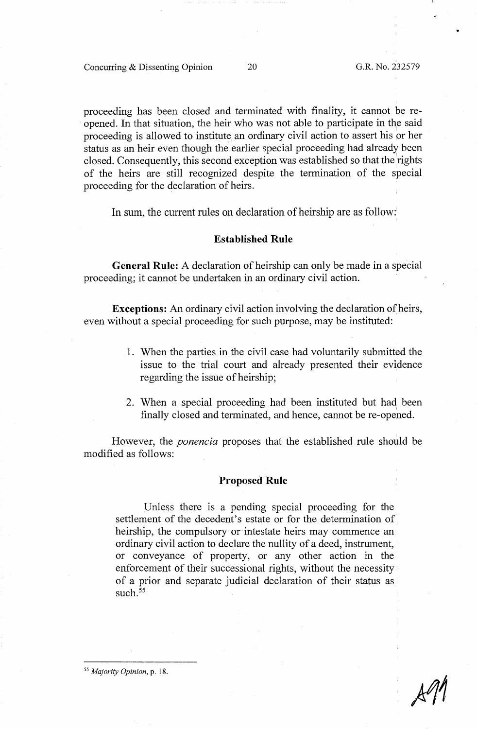proceeding has been closed and terminated with finality, it cannot be re-opened. In that situation, the heir who was not able to participate in the said proceeding is allowed to institute an ordinary civil action to assert his or her status as an heir even though the earlier special proceeding had already been closed. Consequently, this second exception was established so that the rights of the heirs are still recognized despite the termination of the special proceeding for the declaration of heirs.

In sum, the current rules on declaration of heirship are as follow:

**Established Rule**

**General Rule:** A declaration of heirship can only be made in a special proceeding; it cannot be undertaken in an ordinary civil action.

**Exceptions:** An ordinary civil action involving the declaration of heirs, even without a special proceeding for such purpose, may be instituted:

1. When the parties in the civil case had voluntarily submitted the issue to the trial court and already presented their evidence regarding the issue of heirship;
2. When a special proceeding had been instituted but had been finally closed and terminated, and hence, cannot be re-opened.

However, the *ponencia* proposes that the established rule should be modified as follows:

**Proposed Rule**

> Unless there is a pending special proceeding for the settlement of the decedent's estate or for the determination of heirship, the compulsory or intestate heirs may commence an ordinary civil action to declare the nullity of a deed, instrument, or conveyance of property, or any other action in the enforcement of their successional rights, without the necessity of a prior and separate judicial declaration of their status as such.[55]

---

[55] *Majority Opinion*, p. 18.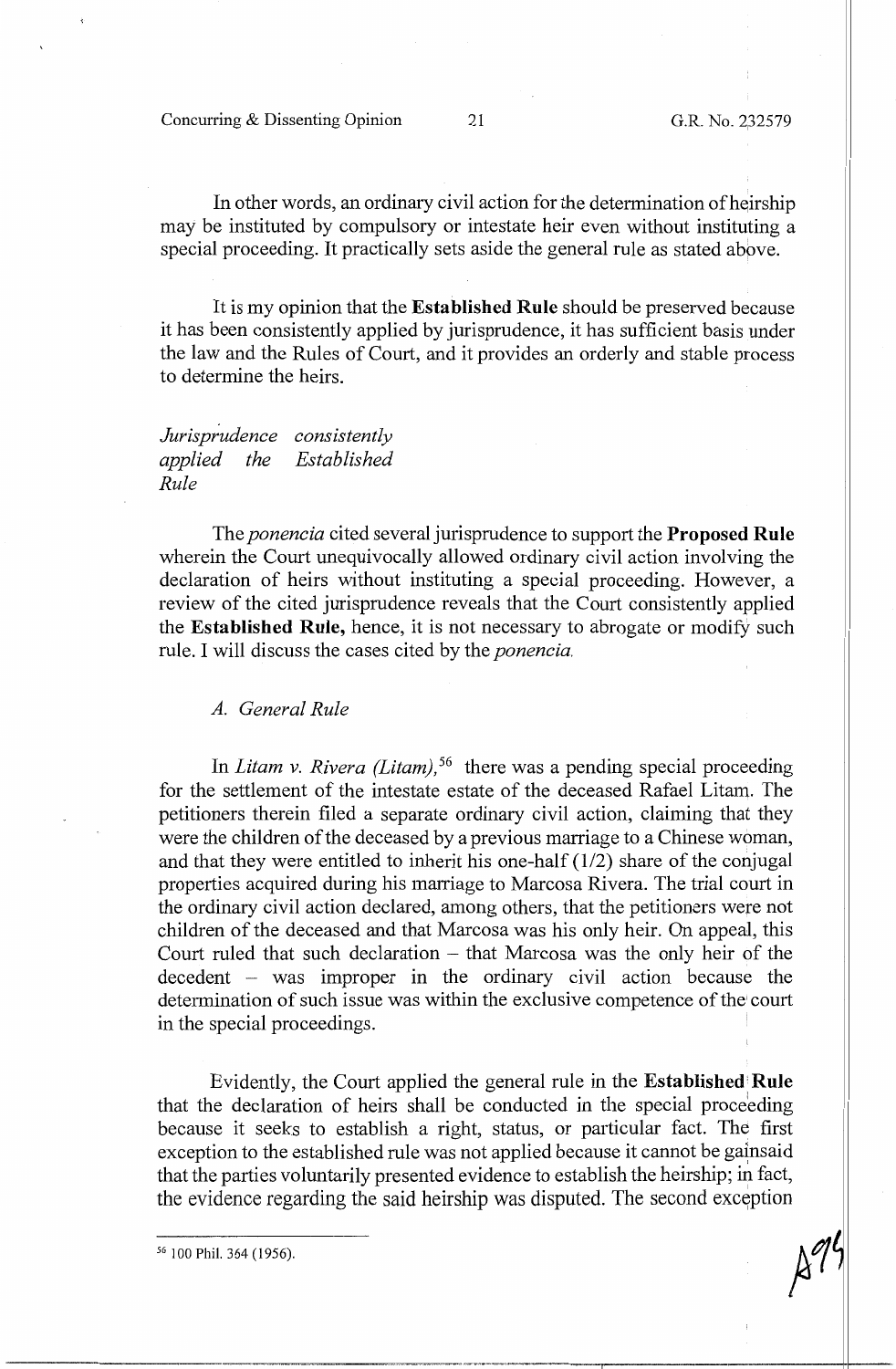In other words, an ordinary civil action for the determination of heirship may be instituted by compulsory or intestate heir even without instituting a special proceeding. It practically sets aside the general rule as stated above.

It is my opinion that the **Established Rule** should be preserved because it has been consistently applied by jurisprudence, it has sufficient basis under the law and the Rules of Court, and it provides an orderly and stable process to determine the heirs.

*Jurisprudence consistently applied the Established Rule*

The *ponencia* cited several jurisprudence to support the **Proposed Rule** wherein the Court unequivocally allowed ordinary civil action involving the declaration of heirs without instituting a special proceeding. However, a review of the cited jurisprudence reveals that the Court consistently applied the **Established Rule,** hence, it is not necessary to abrogate or modify such rule. I will discuss the cases cited by the *ponencia.*

*A. General Rule*

In *Litam v. Rivera (Litam),*[56] there was a pending special proceeding for the settlement of the intestate estate of the deceased Rafael Litam. The petitioners therein filed a separate ordinary civil action, claiming that they were the children of the deceased by a previous marriage to a Chinese woman, and that they were entitled to inherit his one-half (1/2) share of the conjugal properties acquired during his marriage to Marcosa Rivera. The trial court in the ordinary civil action declared, among others, that the petitioners were not children of the deceased and that Marcosa was his only heir. On appeal, this Court ruled that such declaration – that Marcosa was the only heir of the decedent – was improper in the ordinary civil action because the determination of such issue was within the exclusive competence of the court in the special proceedings.

Evidently, the Court applied the general rule in the **Established Rule** that the declaration of heirs shall be conducted in the special proceeding because it seeks to establish a right, status, or particular fact. The first exception to the established rule was not applied because it cannot be gainsaid that the parties voluntarily presented evidence to establish the heirship; in fact, the evidence regarding the said heirship was disputed. The second exception

---

[56] 100 Phil. 364 (1956).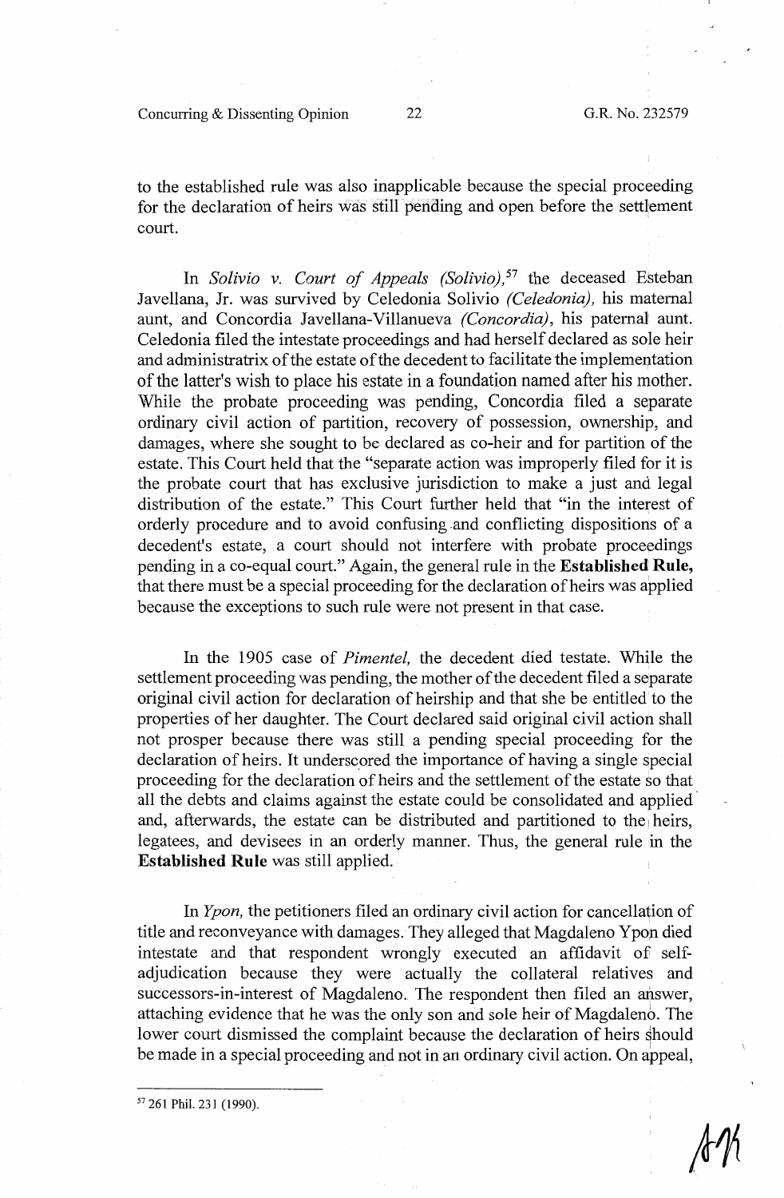to the established rule was also inapplicable because the special proceeding for the declaration of heirs was still pending and open before the settlement court.

In *Solivio v. Court of Appeals (Solivio),*[57] the deceased Esteban Javellana, Jr. was survived by Celedonia Solivio *(Celedonia),* his maternal aunt, and Concordia Javellana-Villanueva *(Concordia),* his paternal aunt. Celedonia filed the intestate proceedings and had herself declared as sole heir and administratrix of the estate of the decedent to facilitate the implementation of the latter's wish to place his estate in a foundation named after his mother. While the probate proceeding was pending, Concordia filed a separate ordinary civil action of partition, recovery of possession, ownership, and damages, where she sought to be declared as co-heir and for partition of the estate. This Court held that the "separate action was improperly filed for it is the probate court that has exclusive jurisdiction to make a just and legal distribution of the estate." This Court further held that "in the interest of orderly procedure and to avoid confusing and conflicting dispositions of a decedent's estate, a court should not interfere with probate proceedings pending in a co-equal court." Again, the general rule in the **Established Rule,** that there must be a special proceeding for the declaration of heirs was applied because the exceptions to such rule were not present in that case.

In the 1905 case of *Pimentel,* the decedent died testate. While the settlement proceeding was pending, the mother of the decedent filed a separate original civil action for declaration of heirship and that she be entitled to the properties of her daughter. The Court declared said original civil action shall not prosper because there was still a pending special proceeding for the declaration of heirs. It underscored the importance of having a single special proceeding for the declaration of heirs and the settlement of the estate so that all the debts and claims against the estate could be consolidated and applied and, afterwards, the estate can be distributed and partitioned to the heirs, legatees, and devisees in an orderly manner. Thus, the general rule in the **Established Rule** was still applied.

In *Ypon,* the petitioners filed an ordinary civil action for cancellation of title and reconveyance with damages. They alleged that Magdaleno Ypon died intestate and that respondent wrongly executed an affidavit of self-adjudication because they were actually the collateral relatives and successors-in-interest of Magdaleno. The respondent then filed an answer, attaching evidence that he was the only son and sole heir of Magdaleno. The lower court dismissed the complaint because the declaration of heirs should be made in a special proceeding and not in an ordinary civil action. On appeal,

---

[57] 261 Phil. 231 (1990).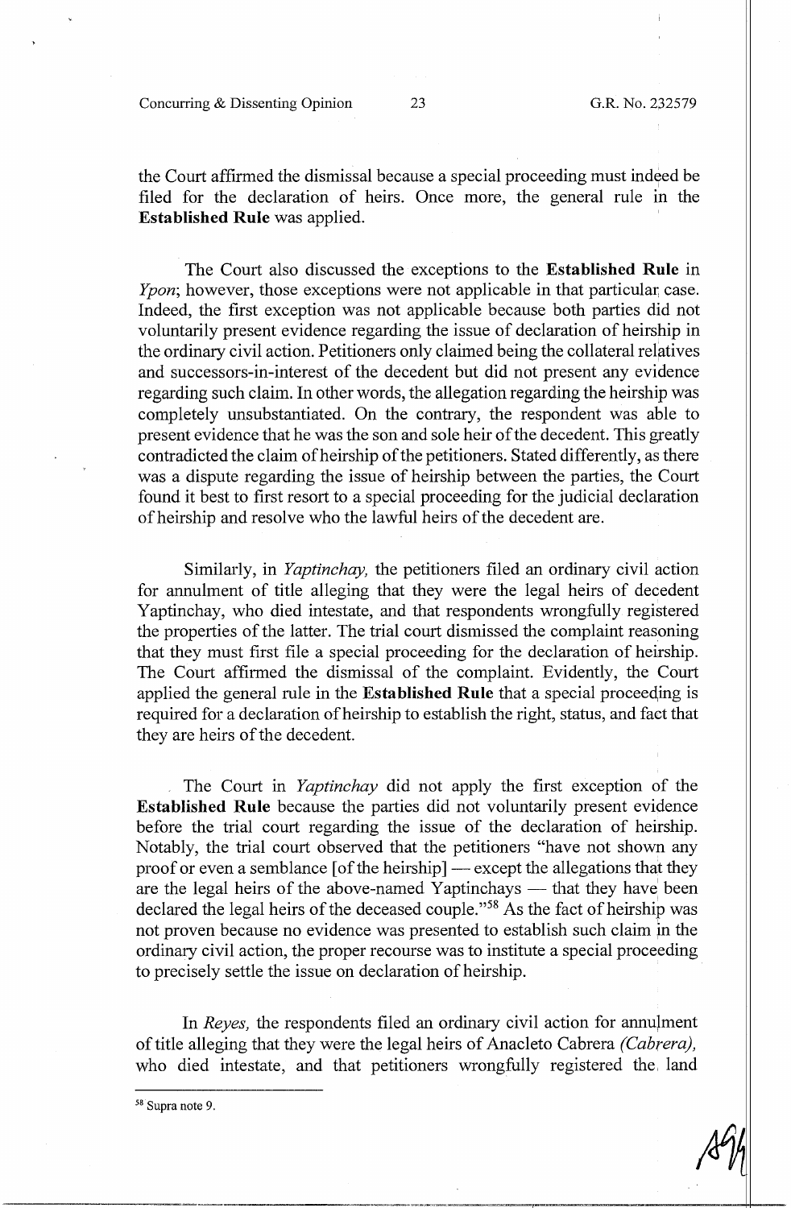the Court affirmed the dismissal because a special proceeding must indeed be filed for the declaration of heirs. Once more, the general rule in the **Established Rule** was applied.

The Court also discussed the exceptions to the **Established Rule** in *Ypon*; however, those exceptions were not applicable in that particular case. Indeed, the first exception was not applicable because both parties did not voluntarily present evidence regarding the issue of declaration of heirship in the ordinary civil action. Petitioners only claimed being the collateral relatives and successors-in-interest of the decedent but did not present any evidence regarding such claim. In other words, the allegation regarding the heirship was completely unsubstantiated. On the contrary, the respondent was able to present evidence that he was the son and sole heir of the decedent. This greatly contradicted the claim of heirship of the petitioners. Stated differently, as there was a dispute regarding the issue of heirship between the parties, the Court found it best to first resort to a special proceeding for the judicial declaration of heirship and resolve who the lawful heirs of the decedent are.

Similarly, in *Yaptinchay,* the petitioners filed an ordinary civil action for annulment of title alleging that they were the legal heirs of decedent Yaptinchay, who died intestate, and that respondents wrongfully registered the properties of the latter. The trial court dismissed the complaint reasoning that they must first file a special proceeding for the declaration of heirship. The Court affirmed the dismissal of the complaint. Evidently, the Court applied the general rule in the **Established Rule** that a special proceeding is required for a declaration of heirship to establish the right, status, and fact that they are heirs of the decedent.

The Court in *Yaptinchay* did not apply the first exception of the **Established Rule** because the parties did not voluntarily present evidence before the trial court regarding the issue of the declaration of heirship. Notably, the trial court observed that the petitioners "have not shown any proof or even a semblance [of the heirship] — except the allegations that they are the legal heirs of the above-named Yaptinchays — that they have been declared the legal heirs of the deceased couple."[58] As the fact of heirship was not proven because no evidence was presented to establish such claim in the ordinary civil action, the proper recourse was to institute a special proceeding to precisely settle the issue on declaration of heirship.

In *Reyes,* the respondents filed an ordinary civil action for annulment of title alleging that they were the legal heirs of Anacleto Cabrera *(Cabrera),* who died intestate, and that petitioners wrongfully registered the land

---

[58] Supra note 9.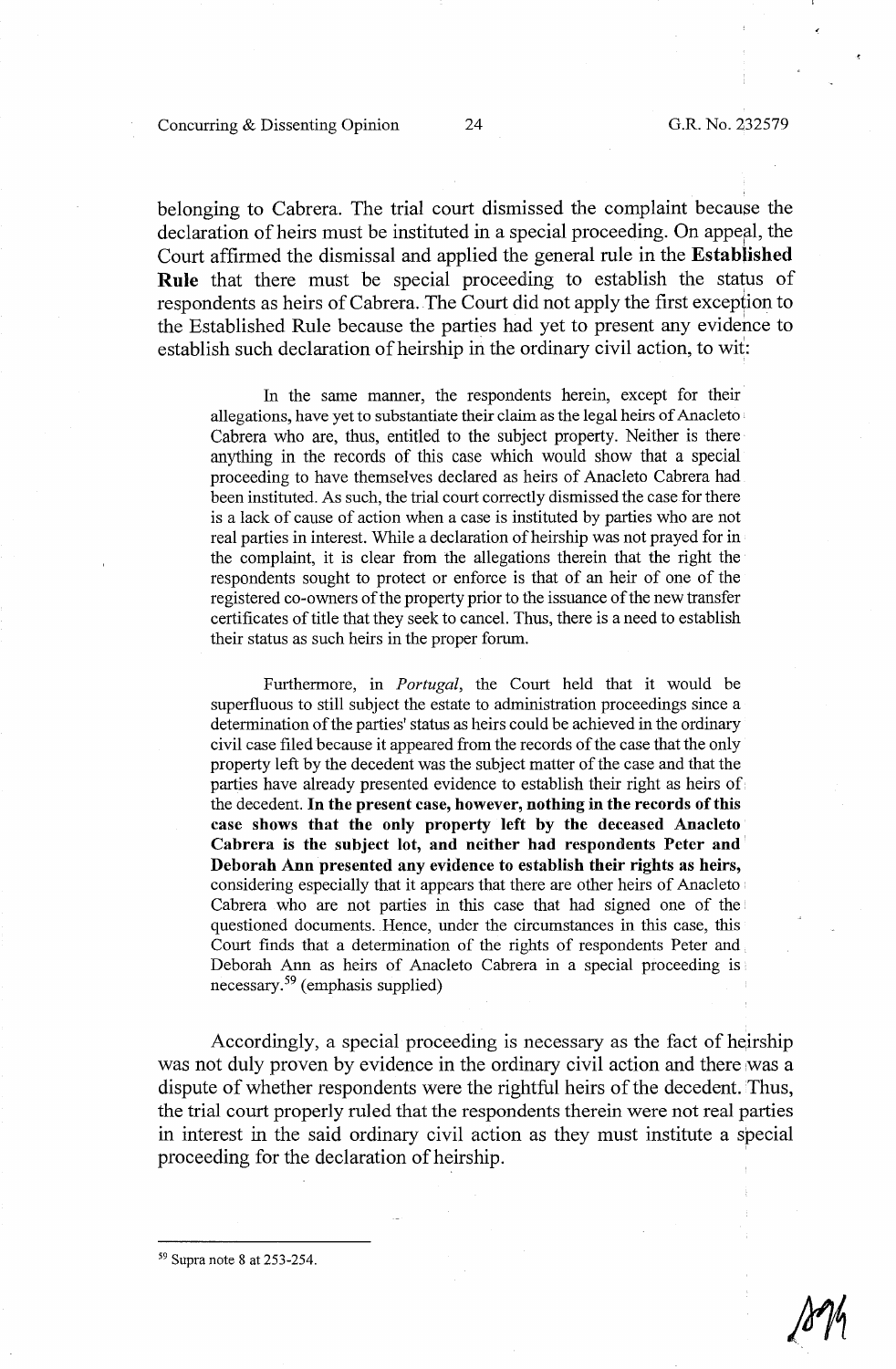belonging to Cabrera. The trial court dismissed the complaint because the declaration of heirs must be instituted in a special proceeding. On appeal, the Court affirmed the dismissal and applied the general rule in the **Established Rule** that there must be special proceeding to establish the status of respondents as heirs of Cabrera. The Court did not apply the first exception to the Established Rule because the parties had yet to present any evidence to establish such declaration of heirship in the ordinary civil action, to wit:

> In the same manner, the respondents herein, except for their allegations, have yet to substantiate their claim as the legal heirs of Anacleto Cabrera who are, thus, entitled to the subject property. Neither is there anything in the records of this case which would show that a special proceeding to have themselves declared as heirs of Anacleto Cabrera had been instituted. As such, the trial court correctly dismissed the case for there is a lack of cause of action when a case is instituted by parties who are not real parties in interest. While a declaration of heirship was not prayed for in the complaint, it is clear from the allegations therein that the right the respondents sought to protect or enforce is that of an heir of one of the registered co-owners of the property prior to the issuance of the new transfer certificates of title that they seek to cancel. Thus, there is a need to establish their status as such heirs in the proper forum.
>
> Furthermore, in *Portugal*, the Court held that it would be superfluous to still subject the estate to administration proceedings since a determination of the parties' status as heirs could be achieved in the ordinary civil case filed because it appeared from the records of the case that the only property left by the decedent was the subject matter of the case and that the parties have already presented evidence to establish their right as heirs of the decedent. **In the present case, however, nothing in the records of this case shows that the only property left by the deceased Anacleto Cabrera is the subject lot, and neither had respondents Peter and Deborah Ann presented any evidence to establish their rights as heirs,** considering especially that it appears that there are other heirs of Anacleto Cabrera who are not parties in this case that had signed one of the questioned documents. Hence, under the circumstances in this case, this Court finds that a determination of the rights of respondents Peter and Deborah Ann as heirs of Anacleto Cabrera in a special proceeding is necessary.[59] (emphasis supplied)

Accordingly, a special proceeding is necessary as the fact of heirship was not duly proven by evidence in the ordinary civil action and there was a dispute of whether respondents were the rightful heirs of the decedent. Thus, the trial court properly ruled that the respondents therein were not real parties in interest in the said ordinary civil action as they must institute a special proceeding for the declaration of heirship.

---

[59] Supra note 8 at 253-254.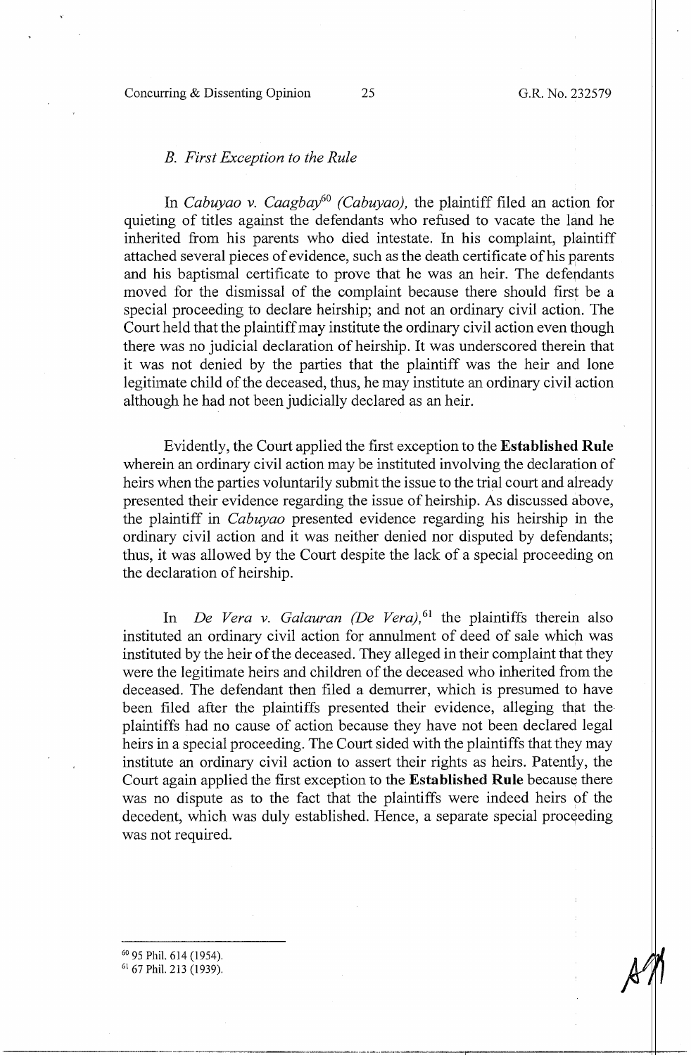### *B. First Exception to the Rule*

In *Cabuyao v. Caagbay*[60] *(Cabuyao),* the plaintiff filed an action for quieting of titles against the defendants who refused to vacate the land he inherited from his parents who died intestate. In his complaint, plaintiff attached several pieces of evidence, such as the death certificate of his parents and his baptismal certificate to prove that he was an heir. The defendants moved for the dismissal of the complaint because there should first be a special proceeding to declare heirship; and not an ordinary civil action. The Court held that the plaintiff may institute the ordinary civil action even though there was no judicial declaration of heirship. It was underscored therein that it was not denied by the parties that the plaintiff was the heir and lone legitimate child of the deceased, thus, he may institute an ordinary civil action although he had not been judicially declared as an heir.

Evidently, the Court applied the first exception to the **Established Rule** wherein an ordinary civil action may be instituted involving the declaration of heirs when the parties voluntarily submit the issue to the trial court and already presented their evidence regarding the issue of heirship. As discussed above, the plaintiff in *Cabuyao* presented evidence regarding his heirship in the ordinary civil action and it was neither denied nor disputed by defendants; thus, it was allowed by the Court despite the lack of a special proceeding on the declaration of heirship.

In *De Vera v. Galauran (De Vera),*[61] the plaintiffs therein also instituted an ordinary civil action for annulment of deed of sale which was instituted by the heir of the deceased. They alleged in their complaint that they were the legitimate heirs and children of the deceased who inherited from the deceased. The defendant then filed a demurrer, which is presumed to have been filed after the plaintiffs presented their evidence, alleging that the plaintiffs had no cause of action because they have not been declared legal heirs in a special proceeding. The Court sided with the plaintiffs that they may institute an ordinary civil action to assert their rights as heirs. Patently, the Court again applied the first exception to the **Established Rule** because there was no dispute as to the fact that the plaintiffs were indeed heirs of the decedent, which was duly established. Hence, a separate special proceeding was not required.

---

[60] 95 Phil. 614 (1954).

[61] 67 Phil. 213 (1939).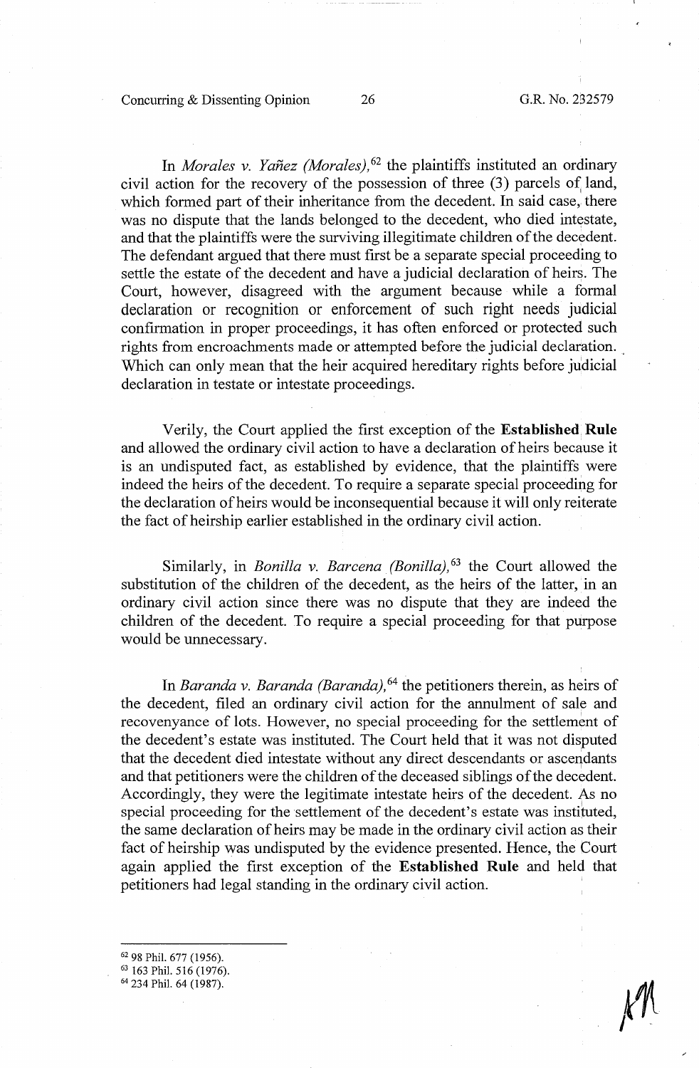In *Morales v. Yañez (Morales)*,[62] the plaintiffs instituted an ordinary civil action for the recovery of the possession of three (3) parcels of land, which formed part of their inheritance from the decedent. In said case, there was no dispute that the lands belonged to the decedent, who died intestate, and that the plaintiffs were the surviving illegitimate children of the decedent. The defendant argued that there must first be a separate special proceeding to settle the estate of the decedent and have a judicial declaration of heirs. The Court, however, disagreed with the argument because while a formal declaration or recognition or enforcement of such right needs judicial confirmation in proper proceedings, it has often enforced or protected such rights from encroachments made or attempted before the judicial declaration. Which can only mean that the heir acquired hereditary rights before judicial declaration in testate or intestate proceedings.

Verily, the Court applied the first exception of the **Established Rule** and allowed the ordinary civil action to have a declaration of heirs because it is an undisputed fact, as established by evidence, that the plaintiffs were indeed the heirs of the decedent. To require a separate special proceeding for the declaration of heirs would be inconsequential because it will only reiterate the fact of heirship earlier established in the ordinary civil action.

Similarly, in *Bonilla v. Barcena (Bonilla)*,[63] the Court allowed the substitution of the children of the decedent, as the heirs of the latter, in an ordinary civil action since there was no dispute that they are indeed the children of the decedent. To require a special proceeding for that purpose would be unnecessary.

In *Baranda v. Baranda (Baranda)*,[64] the petitioners therein, as heirs of the decedent, filed an ordinary civil action for the annulment of sale and recovenyance of lots. However, no special proceeding for the settlement of the decedent's estate was instituted. The Court held that it was not disputed that the decedent died intestate without any direct descendants or ascendants and that petitioners were the children of the deceased siblings of the decedent. Accordingly, they were the legitimate intestate heirs of the decedent. As no special proceeding for the settlement of the decedent's estate was instituted, the same declaration of heirs may be made in the ordinary civil action as their fact of heirship was undisputed by the evidence presented. Hence, the Court again applied the first exception of the **Established Rule** and held that petitioners had legal standing in the ordinary civil action.

---

[62] 98 Phil. 677 (1956).

[63] 163 Phil. 516 (1976).

[64] 234 Phil. 64 (1987).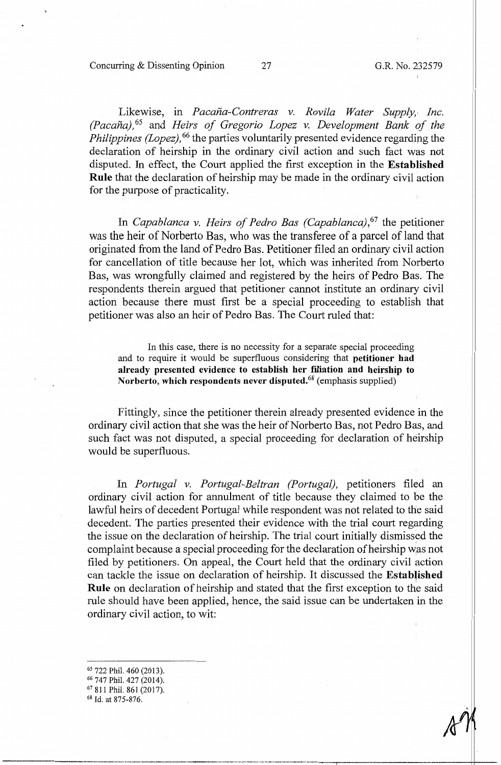Likewise, in *Pacaña-Contreras v. Rovila Water Supply, Inc. (Pacaña),*[65] and *Heirs of Gregorio Lopez v. Development Bank of the Philippines (Lopez),*[66] the parties voluntarily presented evidence regarding the declaration of heirship in the ordinary civil action and such fact was not disputed. In effect, the Court applied the first exception in the **Established Rule** that the declaration of heirship may be made in the ordinary civil action for the purpose of practicality.

In *Capablanca v. Heirs of Pedro Bas (Capablanca),*[67] the petitioner was the heir of Norberto Bas, who was the transferee of a parcel of land that originated from the land of Pedro Bas. Petitioner filed an ordinary civil action for cancellation of title because her lot, which was inherited from Norberto Bas, was wrongfully claimed and registered by the heirs of Pedro Bas. The respondents therein argued that petitioner cannot institute an ordinary civil action because there must first be a special proceeding to establish that petitioner was also an heir of Pedro Bas. The Court ruled that:

> In this case, there is no necessity for a separate special proceeding and to require it would be superfluous considering that **petitioner had already presented evidence to establish her filiation and heirship to Norberto, which respondents never disputed.**[68] (emphasis supplied)

Fittingly, since the petitioner therein already presented evidence in the ordinary civil action that she was the heir of Norberto Bas, not Pedro Bas, and such fact was not disputed, a special proceeding for declaration of heirship would be superfluous.

In *Portugal v. Portugal-Beltran (Portugal),* petitioners filed an ordinary civil action for annulment of title because they claimed to be the lawful heirs of decedent Portugal while respondent was not related to the said decedent. The parties presented their evidence with the trial court regarding the issue on the declaration of heirship. The trial court initially dismissed the complaint because a special proceeding for the declaration of heirship was not filed by petitioners. On appeal, the Court held that the ordinary civil action can tackle the issue on declaration of heirship. It discussed the **Established Rule** on declaration of heirship and stated that the first exception to the said rule should have been applied, hence, the said issue can be undertaken in the ordinary civil action, to wit:

---

[65] 722 Phil. 460 (2013).
[66] 747 Phil. 427 (2014).
[67] 811 Phil. 861 (2017).
[68] Id. at 875-876.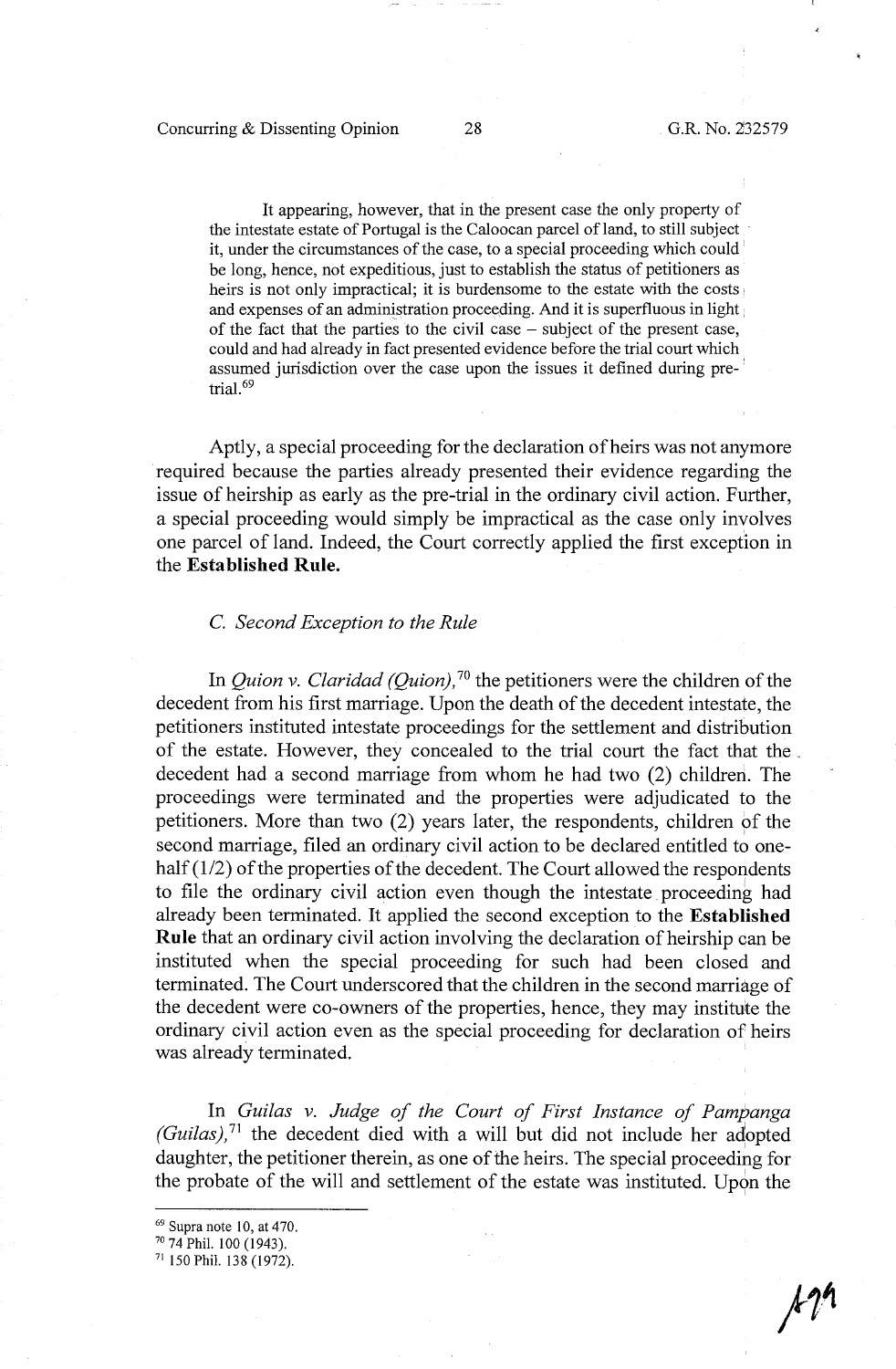> It appearing, however, that in the present case the only property of the intestate estate of Portugal is the Caloocan parcel of land, to still subject it, under the circumstances of the case, to a special proceeding which could be long, hence, not expeditious, just to establish the status of petitioners as heirs is not only impractical; it is burdensome to the estate with the costs and expenses of an administration proceeding. And it is superfluous in light of the fact that the parties to the civil case – subject of the present case, could and had already in fact presented evidence before the trial court which assumed jurisdiction over the case upon the issues it defined during pre-trial.[69]

Aptly, a special proceeding for the declaration of heirs was not anymore required because the parties already presented their evidence regarding the issue of heirship as early as the pre-trial in the ordinary civil action. Further, a special proceeding would simply be impractical as the case only involves one parcel of land. Indeed, the Court correctly applied the first exception in the **Established Rule.**

*C. Second Exception to the Rule*

In *Quion v. Claridad (Quion),*[70] the petitioners were the children of the decedent from his first marriage. Upon the death of the decedent intestate, the petitioners instituted intestate proceedings for the settlement and distribution of the estate. However, they concealed to the trial court the fact that the decedent had a second marriage from whom he had two (2) children. The proceedings were terminated and the properties were adjudicated to the petitioners. More than two (2) years later, the respondents, children of the second marriage, filed an ordinary civil action to be declared entitled to one-half (1/2) of the properties of the decedent. The Court allowed the respondents to file the ordinary civil action even though the intestate proceeding had already been terminated. It applied the second exception to the **Established Rule** that an ordinary civil action involving the declaration of heirship can be instituted when the special proceeding for such had been closed and terminated. The Court underscored that the children in the second marriage of the decedent were co-owners of the properties, hence, they may institute the ordinary civil action even as the special proceeding for declaration of heirs was already terminated.

In *Guilas v. Judge of the Court of First Instance of Pampanga (Guilas),*[71] the decedent died with a will but did not include her adopted daughter, the petitioner therein, as one of the heirs. The special proceeding for the probate of the will and settlement of the estate was instituted. Upon the

---

[69] Supra note 10, at 470.

[70] 74 Phil. 100 (1943).

[71] 150 Phil. 138 (1972).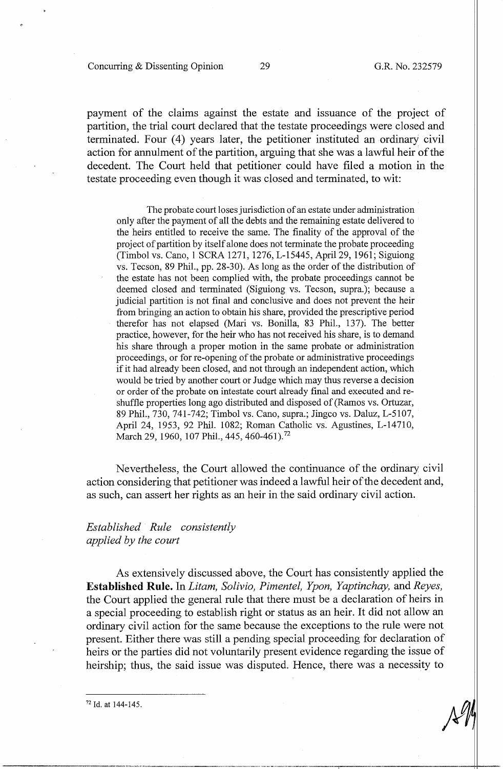payment of the claims against the estate and issuance of the project of partition, the trial court declared that the testate proceedings were closed and terminated. Four (4) years later, the petitioner instituted an ordinary civil action for annulment of the partition, arguing that she was a lawful heir of the decedent. The Court held that petitioner could have filed a motion in the testate proceeding even though it was closed and terminated, to wit:

> The probate court loses jurisdiction of an estate under administration only after the payment of all the debts and the remaining estate delivered to the heirs entitled to receive the same. The finality of the approval of the project of partition by itself alone does not terminate the probate proceeding (Timbol vs. Cano, 1 SCRA 1271, 1276, L-15445, April 29, 1961; Siguiong vs. Tecson, 89 Phil., pp. 28-30). As long as the order of the distribution of the estate has not been complied with, the probate proceedings cannot be deemed closed and terminated (Siguiong vs. Tecson, supra.); because a judicial partition is not final and conclusive and does not prevent the heir from bringing an action to obtain his share, provided the prescriptive period therefor has not elapsed (Mari vs. Bonilla, 83 Phil., 137). The better practice, however, for the heir who has not received his share, is to demand his share through a proper motion in the same probate or administration proceedings, or for re-opening of the probate or administrative proceedings if it had already been closed, and not through an independent action, which would be tried by another court or Judge which may thus reverse a decision or order of the probate on intestate court already final and executed and re-shuffle properties long ago distributed and disposed of (Ramos vs. Ortuzar, 89 Phil., 730, 741-742; Timbol vs. Cano, supra.; Jingco vs. Daluz, L-5107, April 24, 1953, 92 Phil. 1082; Roman Catholic vs. Agustines, L-14710, March 29, 1960, 107 Phil., 445, 460-461).[72]

Nevertheless, the Court allowed the continuance of the ordinary civil action considering that petitioner was indeed a lawful heir of the decedent and, as such, can assert her rights as an heir in the said ordinary civil action.

*Established Rule consistently applied by the court*

As extensively discussed above, the Court has consistently applied the **Established Rule.** In *Litam, Solivio, Pimentel, Ypon, Yaptinchay,* and *Reyes,* the Court applied the general rule that there must be a declaration of heirs in a special proceeding to establish right or status as an heir. It did not allow an ordinary civil action for the same because the exceptions to the rule were not present. Either there was still a pending special proceeding for declaration of heirs or the parties did not voluntarily present evidence regarding the issue of heirship; thus, the said issue was disputed. Hence, there was a necessity to

[72] Id. at 144-145.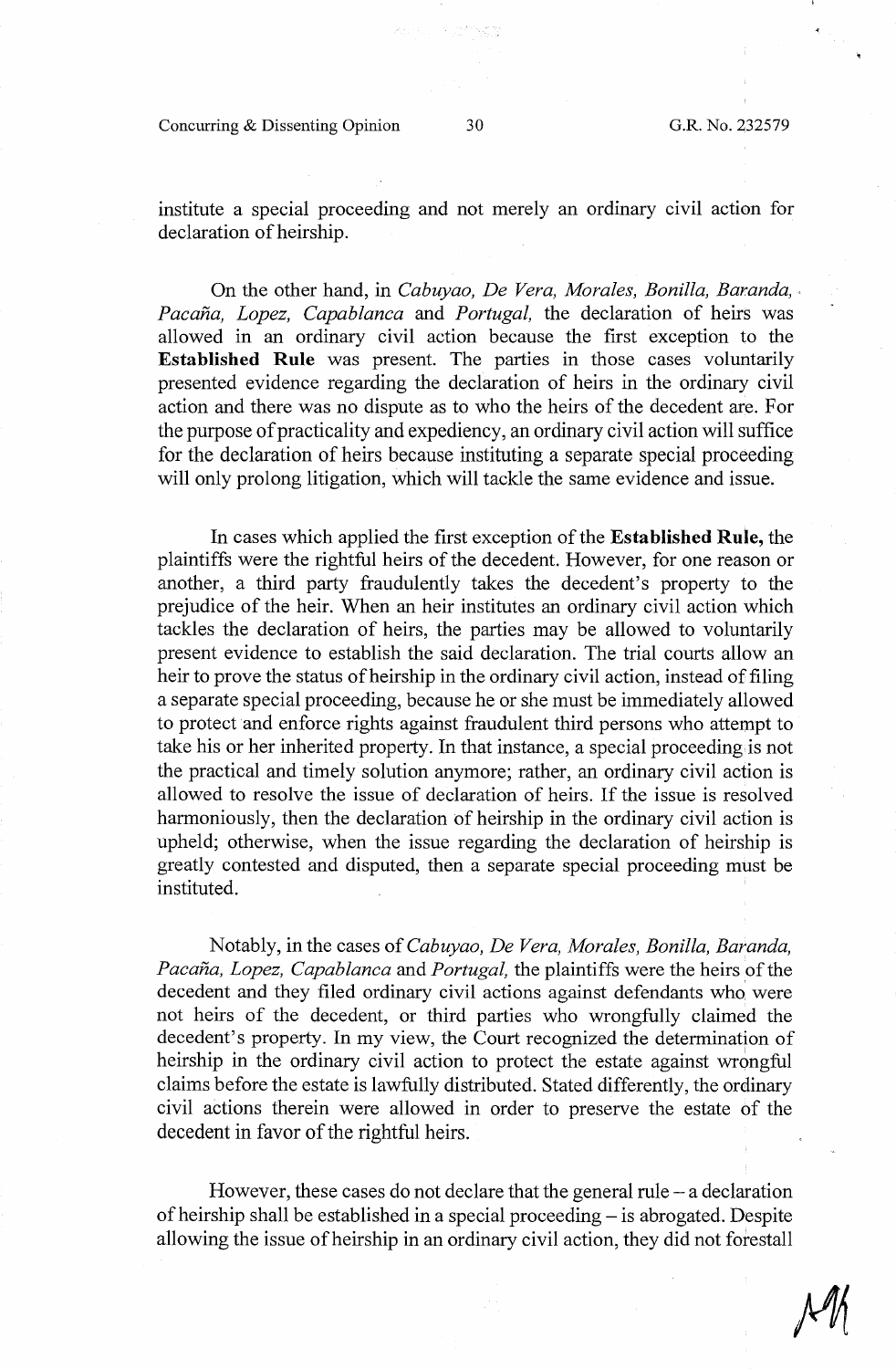institute a special proceeding and not merely an ordinary civil action for declaration of heirship.

On the other hand, in *Cabuyao, De Vera, Morales, Bonilla, Baranda, Pacaña, Lopez, Capablanca* and *Portugal,* the declaration of heirs was allowed in an ordinary civil action because the first exception to the **Established Rule** was present. The parties in those cases voluntarily presented evidence regarding the declaration of heirs in the ordinary civil action and there was no dispute as to who the heirs of the decedent are. For the purpose of practicality and expediency, an ordinary civil action will suffice for the declaration of heirs because instituting a separate special proceeding will only prolong litigation, which will tackle the same evidence and issue.

In cases which applied the first exception of the **Established Rule,** the plaintiffs were the rightful heirs of the decedent. However, for one reason or another, a third party fraudulently takes the decedent's property to the prejudice of the heir. When an heir institutes an ordinary civil action which tackles the declaration of heirs, the parties may be allowed to voluntarily present evidence to establish the said declaration. The trial courts allow an heir to prove the status of heirship in the ordinary civil action, instead of filing a separate special proceeding, because he or she must be immediately allowed to protect and enforce rights against fraudulent third persons who attempt to take his or her inherited property. In that instance, a special proceeding is not the practical and timely solution anymore; rather, an ordinary civil action is allowed to resolve the issue of declaration of heirs. If the issue is resolved harmoniously, then the declaration of heirship in the ordinary civil action is upheld; otherwise, when the issue regarding the declaration of heirship is greatly contested and disputed, then a separate special proceeding must be instituted.

Notably, in the cases of *Cabuyao, De Vera, Morales, Bonilla, Baranda, Pacaña, Lopez, Capablanca* and *Portugal,* the plaintiffs were the heirs of the decedent and they filed ordinary civil actions against defendants who were not heirs of the decedent, or third parties who wrongfully claimed the decedent's property. In my view, the Court recognized the determination of heirship in the ordinary civil action to protect the estate against wrongful claims before the estate is lawfully distributed. Stated differently, the ordinary civil actions therein were allowed in order to preserve the estate of the decedent in favor of the rightful heirs.

However, these cases do not declare that the general rule – a declaration of heirship shall be established in a special proceeding – is abrogated. Despite allowing the issue of heirship in an ordinary civil action, they did not forestall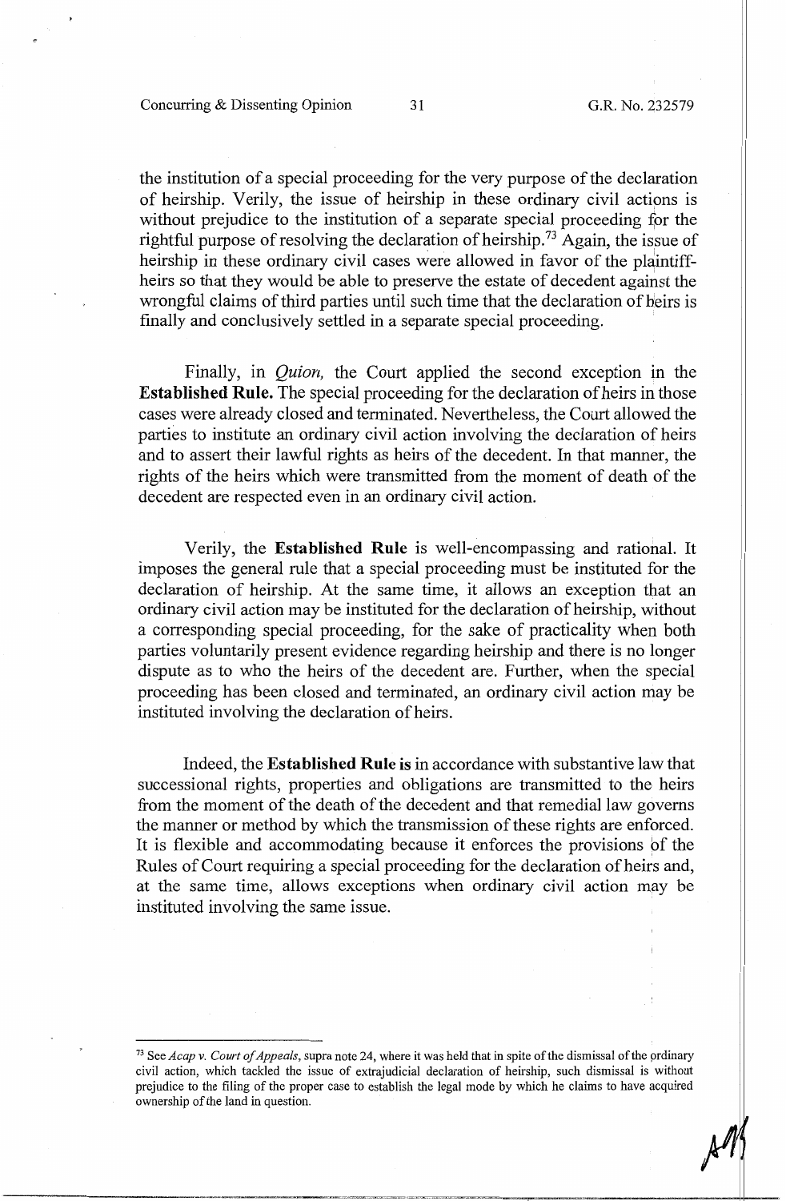the institution of a special proceeding for the very purpose of the declaration of heirship. Verily, the issue of heirship in these ordinary civil actions is without prejudice to the institution of a separate special proceeding for the rightful purpose of resolving the declaration of heirship.[73] Again, the issue of heirship in these ordinary civil cases were allowed in favor of the plaintiff-heirs so that they would be able to preserve the estate of decedent against the wrongful claims of third parties until such time that the declaration of heirs is finally and conclusively settled in a separate special proceeding.

Finally, in *Quion,* the Court applied the second exception in the **Established Rule.** The special proceeding for the declaration of heirs in those cases were already closed and terminated. Nevertheless, the Court allowed the parties to institute an ordinary civil action involving the declaration of heirs and to assert their lawful rights as heirs of the decedent. In that manner, the rights of the heirs which were transmitted from the moment of death of the decedent are respected even in an ordinary civil action.

Verily, the **Established Rule** is well-encompassing and rational. It imposes the general rule that a special proceeding must be instituted for the declaration of heirship. At the same time, it allows an exception that an ordinary civil action may be instituted for the declaration of heirship, without a corresponding special proceeding, for the sake of practicality when both parties voluntarily present evidence regarding heirship and there is no longer dispute as to who the heirs of the decedent are. Further, when the special proceeding has been closed and terminated, an ordinary civil action may be instituted involving the declaration of heirs.

Indeed, the **Established Rule is** in accordance with substantive law that successional rights, properties and obligations are transmitted to the heirs from the moment of the death of the decedent and that remedial law governs the manner or method by which the transmission of these rights are enforced. It is flexible and accommodating because it enforces the provisions of the Rules of Court requiring a special proceeding for the declaration of heirs and, at the same time, allows exceptions when ordinary civil action may be instituted involving the same issue.

---

[73] See *Acap v. Court of Appeals*, supra note 24, where it was held that in spite of the dismissal of the ordinary civil action, which tackled the issue of extrajudicial declaration of heirship, such dismissal is without prejudice to the filing of the proper case to establish the legal mode by which he claims to have acquired ownership of the land in question.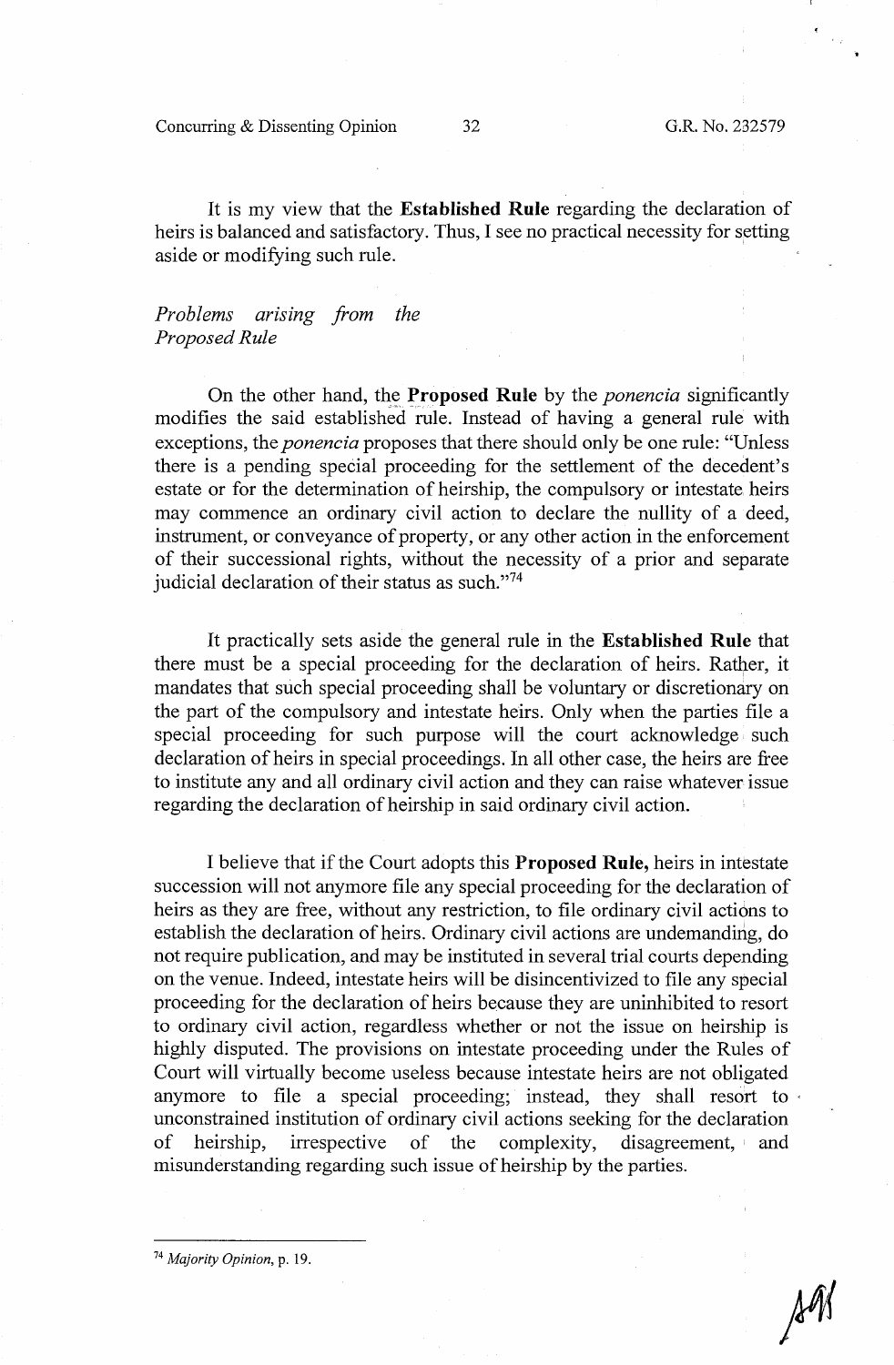It is my view that the **Established Rule** regarding the declaration of heirs is balanced and satisfactory. Thus, I see no practical necessity for setting aside or modifying such rule.

*Problems arising from the Proposed Rule*

On the other hand, the **Proposed Rule** by the *ponencia* significantly modifies the said established rule. Instead of having a general rule with exceptions, the *ponencia* proposes that there should only be one rule: "Unless there is a pending special proceeding for the settlement of the decedent's estate or for the determination of heirship, the compulsory or intestate heirs may commence an ordinary civil action to declare the nullity of a deed, instrument, or conveyance of property, or any other action in the enforcement of their successional rights, without the necessity of a prior and separate judicial declaration of their status as such."[74]

It practically sets aside the general rule in the **Established Rule** that there must be a special proceeding for the declaration of heirs. Rather, it mandates that such special proceeding shall be voluntary or discretionary on the part of the compulsory and intestate heirs. Only when the parties file a special proceeding for such purpose will the court acknowledge such declaration of heirs in special proceedings. In all other case, the heirs are free to institute any and all ordinary civil action and they can raise whatever issue regarding the declaration of heirship in said ordinary civil action.

I believe that if the Court adopts this **Proposed Rule,** heirs in intestate succession will not anymore file any special proceeding for the declaration of heirs as they are free, without any restriction, to file ordinary civil actions to establish the declaration of heirs. Ordinary civil actions are undemanding, do not require publication, and may be instituted in several trial courts depending on the venue. Indeed, intestate heirs will be disincentivized to file any special proceeding for the declaration of heirs because they are uninhibited to resort to ordinary civil action, regardless whether or not the issue on heirship is highly disputed. The provisions on intestate proceeding under the Rules of Court will virtually become useless because intestate heirs are not obligated anymore to file a special proceeding; instead, they shall resort to unconstrained institution of ordinary civil actions seeking for the declaration of heirship, irrespective of the complexity, disagreement, and misunderstanding regarding such issue of heirship by the parties.

---

[74] *Majority Opinion*, p. 19.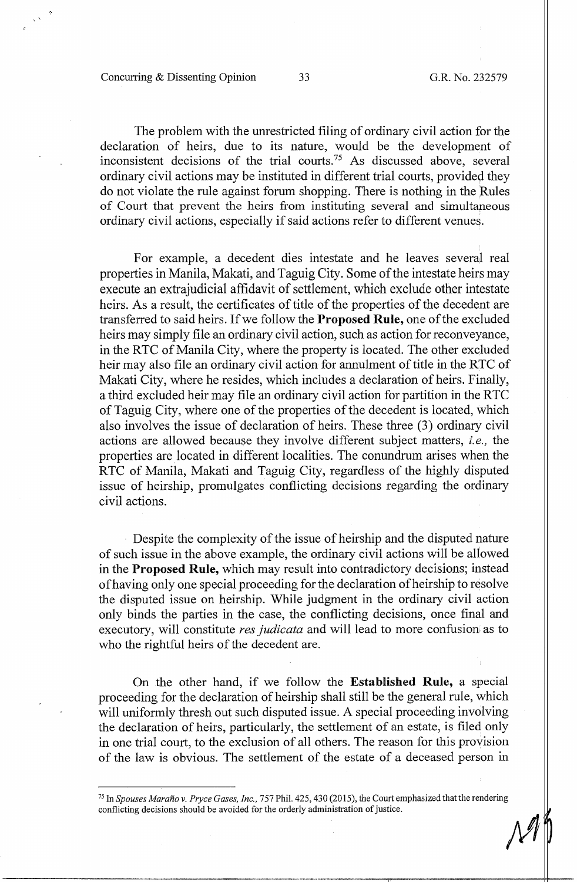The problem with the unrestricted filing of ordinary civil action for the declaration of heirs, due to its nature, would be the development of inconsistent decisions of the trial courts.[75] As discussed above, several ordinary civil actions may be instituted in different trial courts, provided they do not violate the rule against forum shopping. There is nothing in the Rules of Court that prevent the heirs from instituting several and simultaneous ordinary civil actions, especially if said actions refer to different venues.

For example, a decedent dies intestate and he leaves several real properties in Manila, Makati, and Taguig City. Some of the intestate heirs may execute an extrajudicial affidavit of settlement, which exclude other intestate heirs. As a result, the certificates of title of the properties of the decedent are transferred to said heirs. If we follow the **Proposed Rule,** one of the excluded heirs may simply file an ordinary civil action, such as action for reconveyance, in the RTC of Manila City, where the property is located. The other excluded heir may also file an ordinary civil action for annulment of title in the RTC of Makati City, where he resides, which includes a declaration of heirs. Finally, a third excluded heir may file an ordinary civil action for partition in the RTC of Taguig City, where one of the properties of the decedent is located, which also involves the issue of declaration of heirs. These three (3) ordinary civil actions are allowed because they involve different subject matters, *i.e.,* the properties are located in different localities. The conundrum arises when the RTC of Manila, Makati and Taguig City, regardless of the highly disputed issue of heirship, promulgates conflicting decisions regarding the ordinary civil actions.

Despite the complexity of the issue of heirship and the disputed nature of such issue in the above example, the ordinary civil actions will be allowed in the **Proposed Rule,** which may result into contradictory decisions; instead of having only one special proceeding for the declaration of heirship to resolve the disputed issue on heirship. While judgment in the ordinary civil action only binds the parties in the case, the conflicting decisions, once final and executory, will constitute *res judicata* and will lead to more confusion as to who the rightful heirs of the decedent are.

On the other hand, if we follow the **Established Rule,** a special proceeding for the declaration of heirship shall still be the general rule, which will uniformly thresh out such disputed issue. A special proceeding involving the declaration of heirs, particularly, the settlement of an estate, is filed only in one trial court, to the exclusion of all others. The reason for this provision of the law is obvious. The settlement of the estate of a deceased person in

---

[75] In *Spouses Maraño v. Pryce Gases, Inc.,* 757 Phil. 425, 430 (2015), the Court emphasized that the rendering conflicting decisions should be avoided for the orderly administration of justice.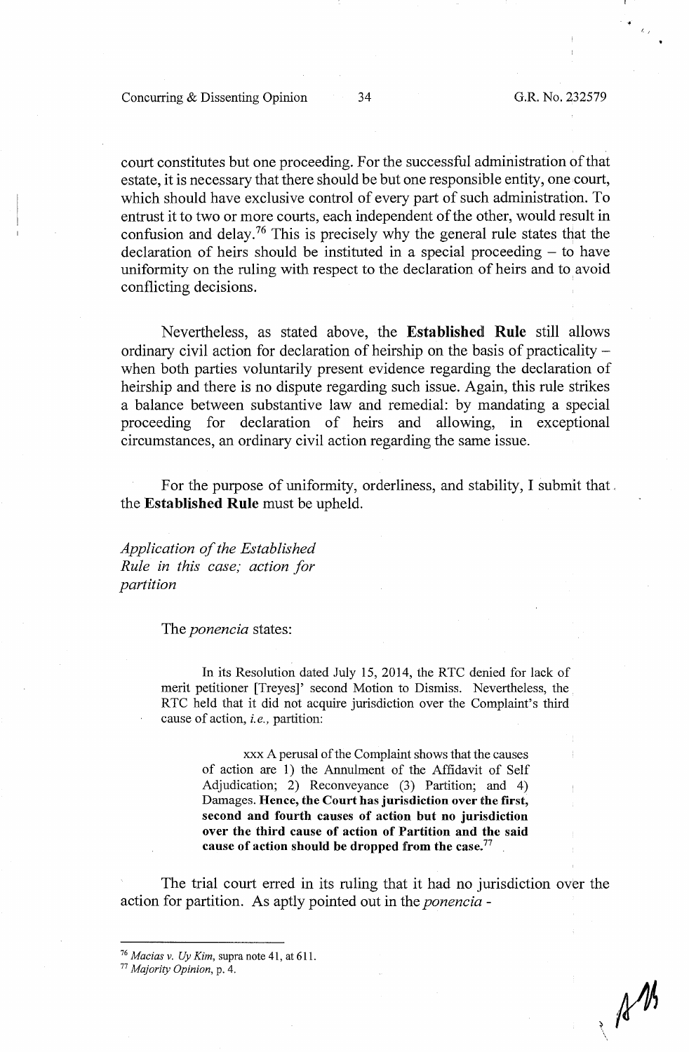court constitutes but one proceeding. For the successful administration of that estate, it is necessary that there should be but one responsible entity, one court, which should have exclusive control of every part of such administration. To entrust it to two or more courts, each independent of the other, would result in confusion and delay.[76] This is precisely why the general rule states that the declaration of heirs should be instituted in a special proceeding – to have uniformity on the ruling with respect to the declaration of heirs and to avoid conflicting decisions.

Nevertheless, as stated above, the **Established Rule** still allows ordinary civil action for declaration of heirship on the basis of practicality – when both parties voluntarily present evidence regarding the declaration of heirship and there is no dispute regarding such issue. Again, this rule strikes a balance between substantive law and remedial: by mandating a special proceeding for declaration of heirs and allowing, in exceptional circumstances, an ordinary civil action regarding the same issue.

For the purpose of uniformity, orderliness, and stability, I submit that the **Established Rule** must be upheld.

*Application of the Established Rule in this case; action for partition*

The *ponencia* states:

> In its Resolution dated July 15, 2014, the RTC denied for lack of merit petitioner [Treyes]' second Motion to Dismiss. Nevertheless, the RTC held that it did not acquire jurisdiction over the Complaint's third cause of action, *i.e.*, partition:
>
> > xxx A perusal of the Complaint shows that the causes of action are 1) the Annulment of the Affidavit of Self Adjudication; 2) Reconveyance (3) Partition; and 4) Damages. **Hence, the Court has jurisdiction over the first, second and fourth causes of action but no jurisdiction over the third cause of action of Partition and the said cause of action should be dropped from the case.**[77]

The trial court erred in its ruling that it had no jurisdiction over the action for partition. As aptly pointed out in the *ponencia* -

---

[76] *Macias v. Uy Kim*, supra note 41, at 611.

[77] *Majority Opinion*, p. 4.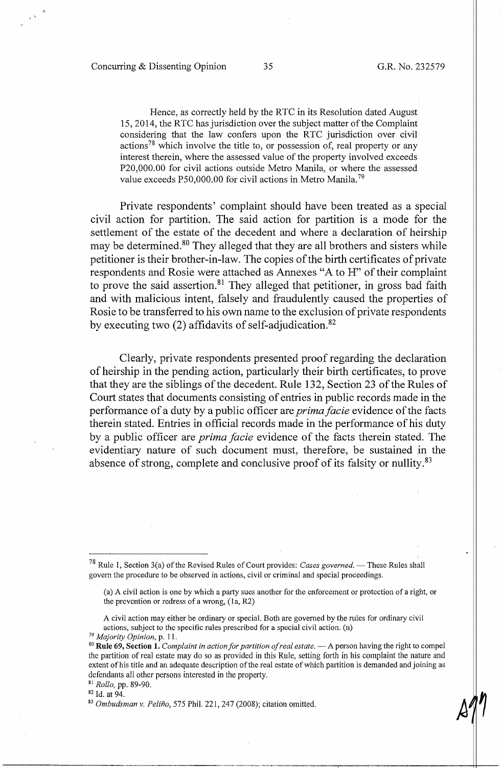Hence, as correctly held by the RTC in its Resolution dated August 15, 2014, the RTC has jurisdiction over the subject matter of the Complaint considering that the law confers upon the RTC jurisdiction over civil actions[78] which involve the title to, or possession of, real property or any interest therein, where the assessed value of the property involved exceeds P20,000.00 for civil actions outside Metro Manila, or where the assessed value exceeds P50,000.00 for civil actions in Metro Manila.[79]

Private respondents' complaint should have been treated as a special civil action for partition. The said action for partition is a mode for the settlement of the estate of the decedent and where a declaration of heirship may be determined.[80] They alleged that they are all brothers and sisters while petitioner is their brother-in-law. The copies of the birth certificates of private respondents and Rosie were attached as Annexes "A to H" of their complaint to prove the said assertion.[81] They alleged that petitioner, in gross bad faith and with malicious intent, falsely and fraudulently caused the properties of Rosie to be transferred to his own name to the exclusion of private respondents by executing two (2) affidavits of self-adjudication.[82]

Clearly, private respondents presented proof regarding the declaration of heirship in the pending action, particularly their birth certificates, to prove that they are the siblings of the decedent. Rule 132, Section 23 of the Rules of Court states that documents consisting of entries in public records made in the performance of a duty by a public officer are *prima facie* evidence of the facts therein stated. Entries in official records made in the performance of his duty by a public officer are *prima facie* evidence of the facts therein stated. The evidentiary nature of such document must, therefore, be sustained in the absence of strong, complete and conclusive proof of its falsity or nullity.[83]

---

[78] Rule 1, Section 3(a) of the Revised Rules of Court provides: *Cases governed.* — These Rules shall govern the procedure to be observed in actions, civil or criminal and special proceedings.

(a) A civil action is one by which a party sues another for the enforcement or protection of a right, or the prevention or redress of a wrong, (1a, R2)

A civil action may either be ordinary or special. Both are governed by the rules for ordinary civil actions, subject to the specific rules prescribed for a special civil action. (n)

[79] *Majority Opinion*, p. 11.

[80] **Rule 69, Section 1.** *Complaint in action for partition of real estate.* — A person having the right to compel the partition of real estate may do so as provided in this Rule, setting forth in his complaint the nature and extent of his title and an adequate description of the real estate of which partition is demanded and joining as defendants all other persons interested in the property.

[81] *Rollo*, pp. 89-90.

[82] Id. at 94.

[83] *Ombudsman v. Peliño*, 575 Phil. 221, 247 (2008); citation omitted.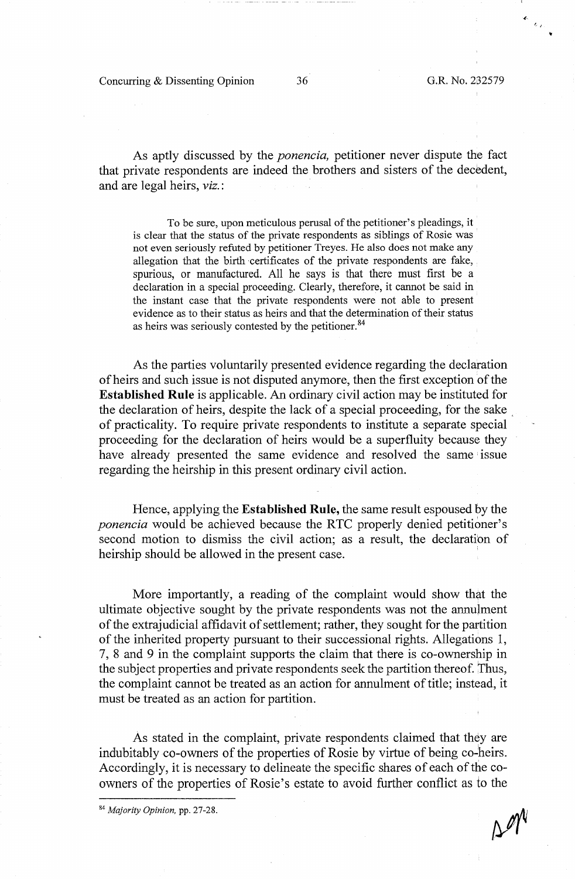As aptly discussed by the *ponencia,* petitioner never dispute the fact that private respondents are indeed the brothers and sisters of the decedent, and are legal heirs, *viz.*:

> To be sure, upon meticulous perusal of the petitioner's pleadings, it is clear that the status of the private respondents as siblings of Rosie was not even seriously refuted by petitioner Treyes. He also does not make any allegation that the birth certificates of the private respondents are fake, spurious, or manufactured. All he says is that there must first be a declaration in a special proceeding. Clearly, therefore, it cannot be said in the instant case that the private respondents were not able to present evidence as to their status as heirs and that the determination of their status as heirs was seriously contested by the petitioner.[84]

As the parties voluntarily presented evidence regarding the declaration of heirs and such issue is not disputed anymore, then the first exception of the **Established Rule** is applicable. An ordinary civil action may be instituted for the declaration of heirs, despite the lack of a special proceeding, for the sake of practicality. To require private respondents to institute a separate special proceeding for the declaration of heirs would be a superfluity because they have already presented the same evidence and resolved the same issue regarding the heirship in this present ordinary civil action.

Hence, applying the **Established Rule,** the same result espoused by the *ponencia* would be achieved because the RTC properly denied petitioner's second motion to dismiss the civil action; as a result, the declaration of heirship should be allowed in the present case.

More importantly, a reading of the complaint would show that the ultimate objective sought by the private respondents was not the annulment of the extrajudicial affidavit of settlement; rather, they sought for the partition of the inherited property pursuant to their successional rights. Allegations 1, 7, 8 and 9 in the complaint supports the claim that there is co-ownership in the subject properties and private respondents seek the partition thereof. Thus, the complaint cannot be treated as an action for annulment of title; instead, it must be treated as an action for partition.

As stated in the complaint, private respondents claimed that they are indubitably co-owners of the properties of Rosie by virtue of being co-heirs. Accordingly, it is necessary to delineate the specific shares of each of the co-owners of the properties of Rosie's estate to avoid further conflict as to the

---

[84] *Majority Opinion,* pp. 27-28.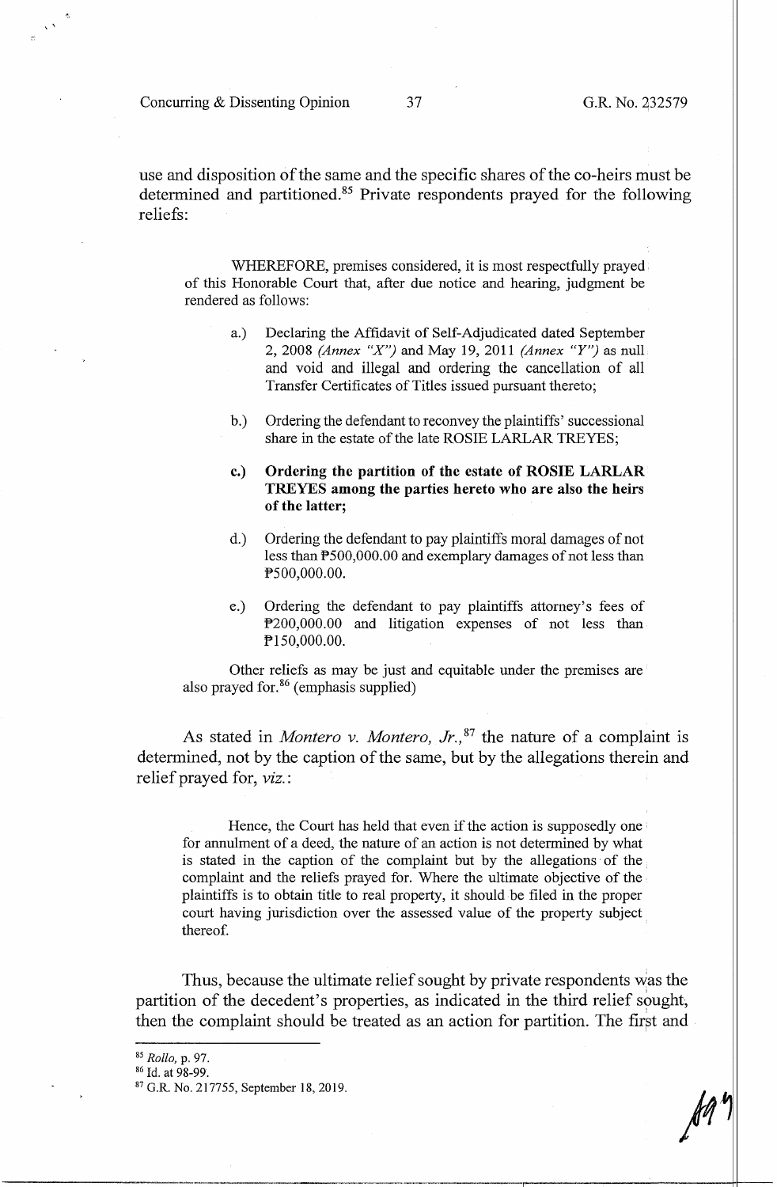use and disposition of the same and the specific shares of the co-heirs must be determined and partitioned.[85] Private respondents prayed for the following reliefs:

> WHEREFORE, premises considered, it is most respectfully prayed of this Honorable Court that, after due notice and hearing, judgment be rendered as follows:
>
> a.) Declaring the Affidavit of Self-Adjudicated dated September 2, 2008 *(Annex "X")* and May 19, 2011 *(Annex "Y")* as null and void and illegal and ordering the cancellation of all Transfer Certificates of Titles issued pursuant thereto;
>
> b.) Ordering the defendant to reconvey the plaintiffs' successional share in the estate of the late ROSIE LARLAR TREYES;
>
> **c.) Ordering the partition of the estate of ROSIE LARLAR TREYES among the parties hereto who are also the heirs of the latter;**
>
> d.) Ordering the defendant to pay plaintiffs moral damages of not less than ₱500,000.00 and exemplary damages of not less than ₱500,000.00.
>
> e.) Ordering the defendant to pay plaintiffs attorney's fees of ₱200,000.00 and litigation expenses of not less than ₱150,000.00.
>
> Other reliefs as may be just and equitable under the premises are also prayed for.[86] (emphasis supplied)

As stated in *Montero v. Montero, Jr.*,[87] the nature of a complaint is determined, not by the caption of the same, but by the allegations therein and relief prayed for, *viz.*:

> Hence, the Court has held that even if the action is supposedly one for annulment of a deed, the nature of an action is not determined by what is stated in the caption of the complaint but by the allegations of the complaint and the reliefs prayed for. Where the ultimate objective of the plaintiffs is to obtain title to real property, it should be filed in the proper court having jurisdiction over the assessed value of the property subject thereof.

Thus, because the ultimate relief sought by private respondents was the partition of the decedent's properties, as indicated in the third relief sought, then the complaint should be treated as an action for partition. The first and

---

[85] *Rollo*, p. 97.

[86] Id. at 98-99.

[87] G.R. No. 217755, September 18, 2019.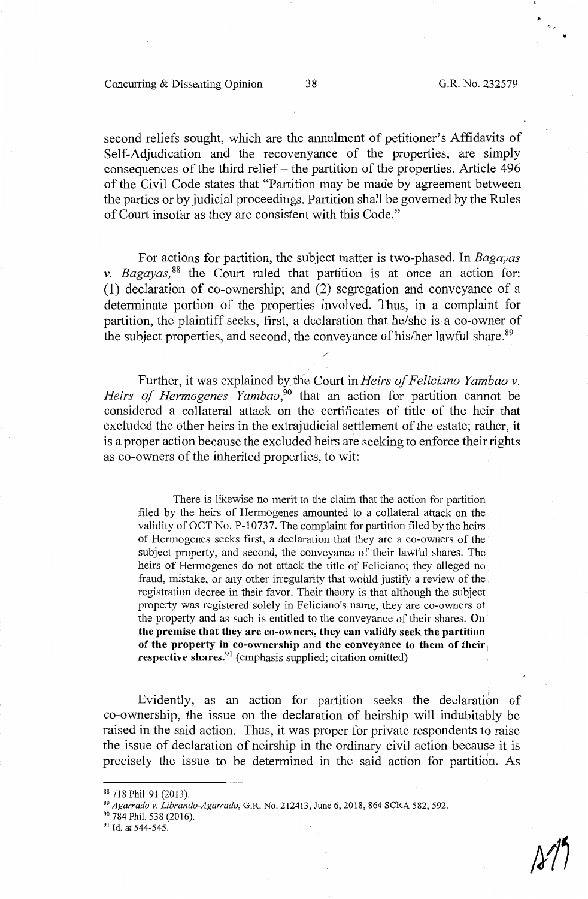second reliefs sought, which are the annulment of petitioner's Affidavits of Self-Adjudication and the recovenyance of the properties, are simply consequences of the third relief – the partition of the properties. Article 496 of the Civil Code states that "Partition may be made by agreement between the parties or by judicial proceedings. Partition shall be governed by the Rules of Court insofar as they are consistent with this Code."

For actions for partition, the subject matter is two-phased. In *Bagayas v. Bagayas*,[88] the Court ruled that partition is at once an action for: (1) declaration of co-ownership; and (2) segregation and conveyance of a determinate portion of the properties involved. Thus, in a complaint for partition, the plaintiff seeks, first, a declaration that he/she is a co-owner of the subject properties, and second, the conveyance of his/her lawful share.[89]

Further, it was explained by the Court in *Heirs of Feliciano Yambao v. Heirs of Hermogenes Yambao*,[90] that an action for partition cannot be considered a collateral attack on the certificates of title of the heir that excluded the other heirs in the extrajudicial settlement of the estate; rather, it is a proper action because the excluded heirs are seeking to enforce their rights as co-owners of the inherited properties, to wit:

> There is likewise no merit to the claim that the action for partition filed by the heirs of Hermogenes amounted to a collateral attack on the validity of OCT No. P-10737. The complaint for partition filed by the heirs of Hermogenes seeks first, a declaration that they are a co-owners of the subject property, and second, the conveyance of their lawful shares. The heirs of Hermogenes do not attack the title of Feliciano; they alleged no fraud, mistake, or any other irregularity that would justify a review of the registration decree in their favor. Their theory is that although the subject property was registered solely in Feliciano's name, they are co-owners of the property and as such is entitled to the conveyance of their shares. **On the premise that they are co-owners, they can validly seek the partition of the property in co-ownership and the conveyance to them of their respective shares.**[91] (emphasis supplied; citation omitted)

Evidently, as an action for partition seeks the declaration of co-ownership, the issue on the declaration of heirship will indubitably be raised in the said action. Thus, it was proper for private respondents to raise the issue of declaration of heirship in the ordinary civil action because it is precisely the issue to be determined in the said action for partition. As

---

[88] 718 Phil. 91 (2013).

[89] *Agarrado v. Librando-Agarrado*, G.R. No. 212413, June 6, 2018, 864 SCRA 582, 592.

[90] 784 Phil. 538 (2016).

[91] Id. at 544-545.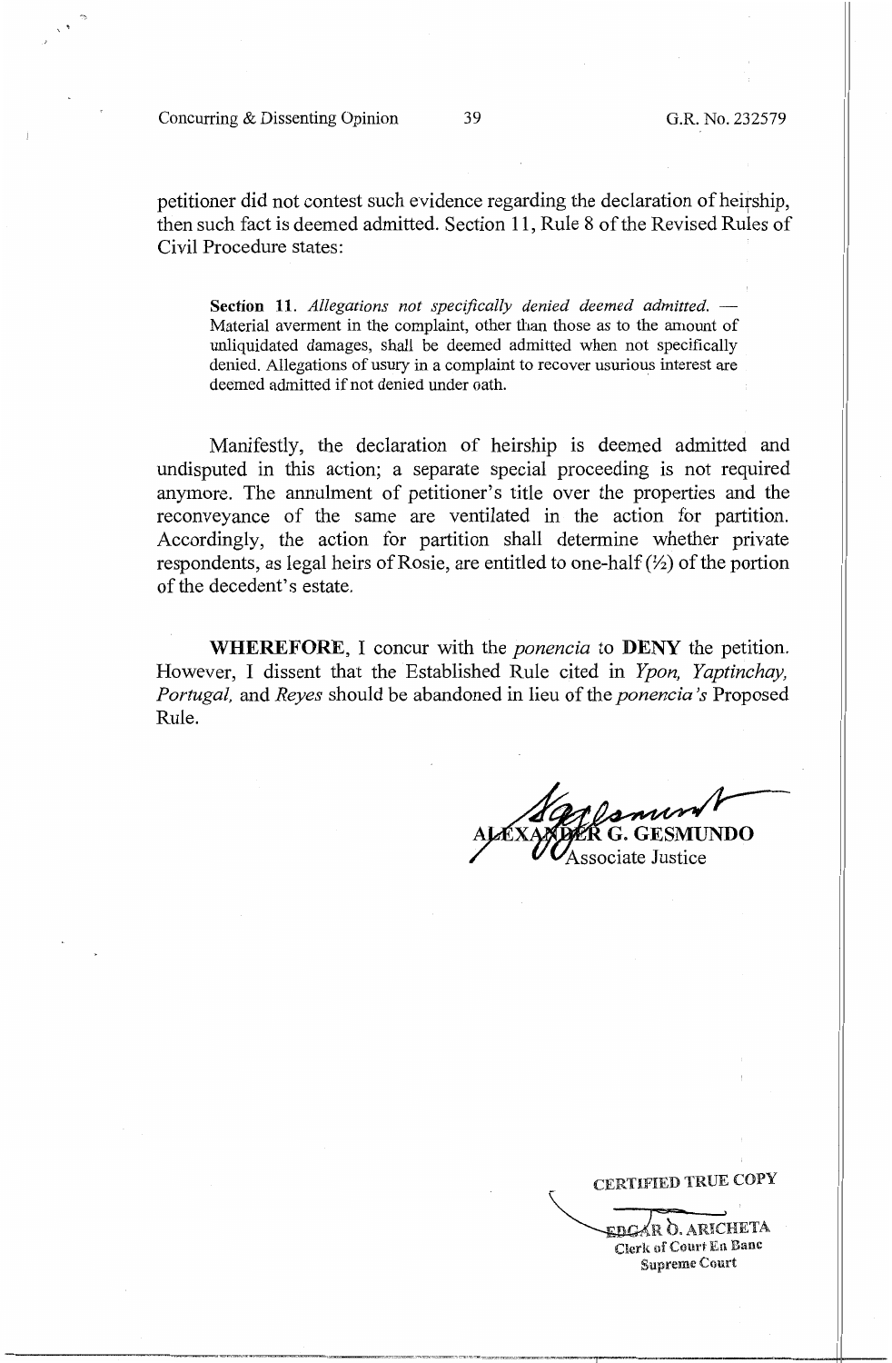petitioner did not contest such evidence regarding the declaration of heirship, then such fact is deemed admitted. Section 11, Rule 8 of the Revised Rules of Civil Procedure states:

> **Section 11.** *Allegations not specifically denied deemed admitted.* — Material averment in the complaint, other than those as to the amount of unliquidated damages, shall be deemed admitted when not specifically denied. Allegations of usury in a complaint to recover usurious interest are deemed admitted if not denied under oath.

Manifestly, the declaration of heirship is deemed admitted and undisputed in this action; a separate special proceeding is not required anymore. The annulment of petitioner's title over the properties and the reconveyance of the same are ventilated in the action for partition. Accordingly, the action for partition shall determine whether private respondents, as legal heirs of Rosie, are entitled to one-half (½) of the portion of the decedent's estate.

**WHEREFORE**, I concur with the *ponencia* to **DENY** the petition. However, I dissent that the Established Rule cited in *Ypon, Yaptinchay, Portugal,* and *Reyes* should be abandoned in lieu of the *ponencia's* Proposed Rule.

**ALEXANDER G. GESMUNDO**
Associate Justice

CERTIFIED TRUE COPY

EDGAR O. ARICHETA
Clerk of Court En Banc
Supreme Court